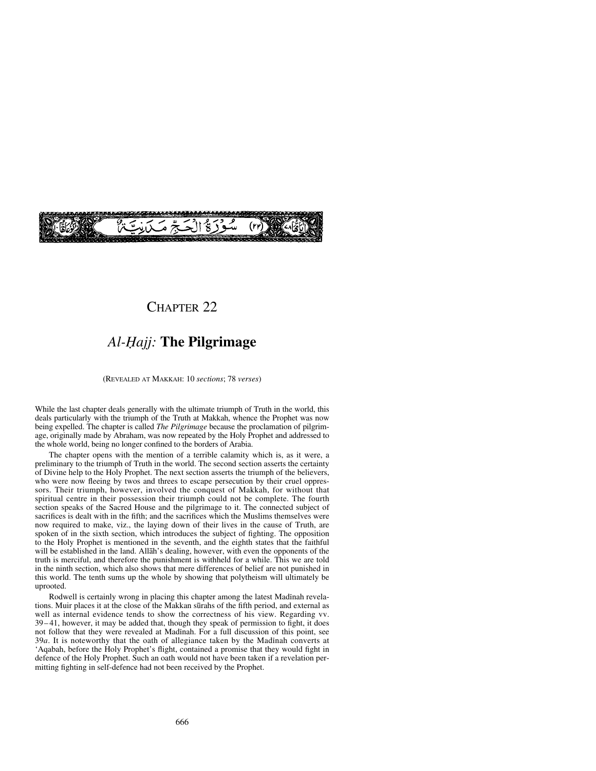سُورَةُ الْحَجِّ مَدَنِيَّةٌ (٢٢)

# CHAPTER 22

## *Al-Ḥajj:* **The Pilgrimage**

(REVEALED AT MAKKAH: 10 *sections*; 78 *verses*)

While the last chapter deals generally with the ultimate triumph of Truth in the world, this deals particularly with the triumph of the Truth at Makkah, whence the Prophet was now being expelled. The chapter is called *The Pilgrimage* because the proclamation of pilgrimage, originally made by Abraham, was now repeated by the Holy Prophet and addressed to the whole world, being no longer confined to the borders of Arabia.

The chapter opens with the mention of a terrible calamity which is, as it were, a preliminary to the triumph of Truth in the world. The second section asserts the certainty of Divine help to the Holy Prophet. The next section asserts the triumph of the believers, who were now fleeing by twos and threes to escape persecution by their cruel oppressors. Their triumph, however, involved the conquest of Makkah, for without that spiritual centre in their possession their triumph could not be complete. The fourth section speaks of the Sacred House and the pilgrimage to it. The connected subject of sacrifices is dealt with in the fifth; and the sacrifices which the Muslims themselves were now required to make, viz., the laying down of their lives in the cause of Truth, are spoken of in the sixth section, which introduces the subject of fighting. The opposition to the Holy Prophet is mentioned in the seventh, and the eighth states that the faithful will be established in the land. Allāh's dealing, however, with even the opponents of the truth is merciful, and therefore the punishment is withheld for a while. This we are told in the ninth section, which also shows that mere differences of belief are not punished in this world. The tenth sums up the whole by showing that polytheism will ultimately be uprooted.

Rodwell is certainly wrong in placing this chapter among the latest Madīnah revelations. Muir places it at the close of the Makkan sūrahs of the fifth period, and external as well as internal evidence tends to show the correctness of his view. Regarding vv. 39–41, however, it may be added that, though they speak of permission to fight, it does not follow that they were revealed at Madīnah. For a full discussion of this point, see 39*a*. It is noteworthy that the oath of allegiance taken by the Madīnah converts at 'Aqabah, before the Holy Prophet's flight, contained a promise that they would fight in defence of the Holy Prophet. Such an oath would not have been taken if a revelation permitting fighting in self-defence had not been received by the Prophet.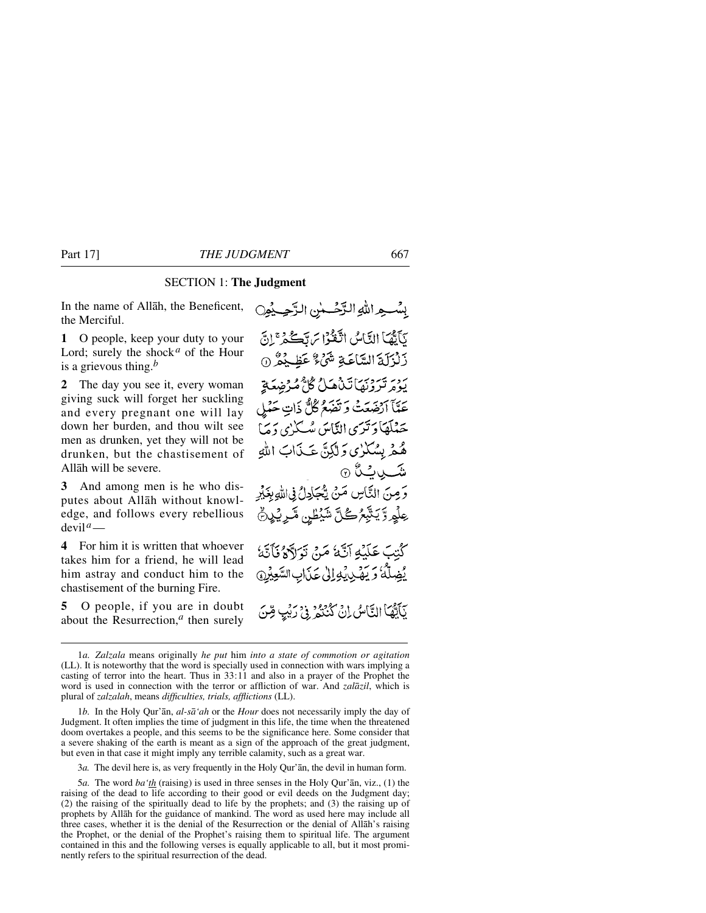## SECTION 1: **The Judgment**

In the name of Allāh, the Beneficent, the Merciful.

بِسۡمِ اللّٰہِ الرَّحۡمٰنِ الرَّحِیۡمِ

**1** O people, keep your duty to your Lord; surely the shock[a] of the Hour is a grievous thing.[b]

یٰۤاَیُّہَا النَّاسُ اتَّقُوۡا رَبَّکُمۡ ۚ اِنَّ زَلۡزَلَۃَ السَّاعَۃِ شَیۡءٌ عَظِیۡمٌ ﴿۱﴾

**2** The day you see it, every woman giving suck will forget her suckling and every pregnant one will lay down her burden, and thou wilt see men as drunken, yet they will not be drunken, but the chastisement of Allāh will be severe.

یَوۡمَ تَرَوۡنَہَا تَذۡہَلُ کُلُّ مُرۡضِعَۃٍ عَمَّاۤ اَرۡضَعَتۡ وَ تَضَعُ کُلُّ ذَاتِ حَمۡلٍ حَمۡلَہَا وَ تَرَی النَّاسَ سُکٰرٰی وَ مَا ہُمۡ بِسُکٰرٰی وَ لٰکِنَّ عَذَابَ اللّٰہِ شَدِیۡدٌ ﴿۲﴾

**3** And among men is he who disputes about Allāh without knowledge, and follows every rebellious devil[a] —

وَ مِنَ النَّاسِ مَنۡ یُّجَادِلُ فِی اللّٰہِ بِغَیۡرِ عِلۡمٍ وَّ یَتَّبِعُ کُلَّ شَیۡطٰنٍ مَّرِیۡدٍ ﴿۳﴾

**4** For him it is written that whoever takes him for a friend, he will lead him astray and conduct him to the chastisement of the burning Fire.

کُتِبَ عَلَیۡہِ اَنَّہٗ مَنۡ تَوَلَّاہُ فَاَنَّہٗ یُضِلُّہٗ وَ یَہۡدِیۡہِ اِلٰی عَذَابِ السَّعِیۡرِ ﴿۴﴾

**5** O people, if you are in doubt about the Resurrection,[a] then surely

یٰۤاَیُّہَا النَّاسُ اِنۡ کُنۡتُمۡ فِیۡ رَیۡبٍ مِّنَ

---

1*a.* *Zalzala* means originally *he put* him *into a state of commotion or agitation* (LL). It is noteworthy that the word is specially used in connection with wars implying a casting of terror into the heart. Thus in 33:11 and also in a prayer of the Prophet the word is used in connection with the terror or affliction of war. And *zalāzil*, which is plural of *zalzalah*, means *difficulties, trials, afflictions* (LL).

1*b.* In the Holy Qur'ān, *al-sā'ah* or the *Hour* does not necessarily imply the day of Judgment. It often implies the time of judgment in this life, the time when the threatened doom overtakes a people, and this seems to be the significance here. Some consider that a severe shaking of the earth is meant as a sign of the approach of the great judgment, but even in that case it might imply any terrible calamity, such as a great war.

3*a.* The devil here is, as very frequently in the Holy Qur'ān, the devil in human form.

5*a.* The word *ba'th* (raising) is used in three senses in the Holy Qur'ān, viz., (1) the raising of the dead to life according to their good or evil deeds on the Judgment day; (2) the raising of the spiritually dead to life by the prophets; and (3) the raising up of prophets by Allāh for the guidance of mankind. The word as used here may include all three cases, whether it is the denial of the Resurrection or the denial of Allāh's raising the Prophet, or the denial of the Prophet's raising them to spiritual life. The argument contained in this and the following verses is equally applicable to all, but it most prominently refers to the spiritual resurrection of the dead.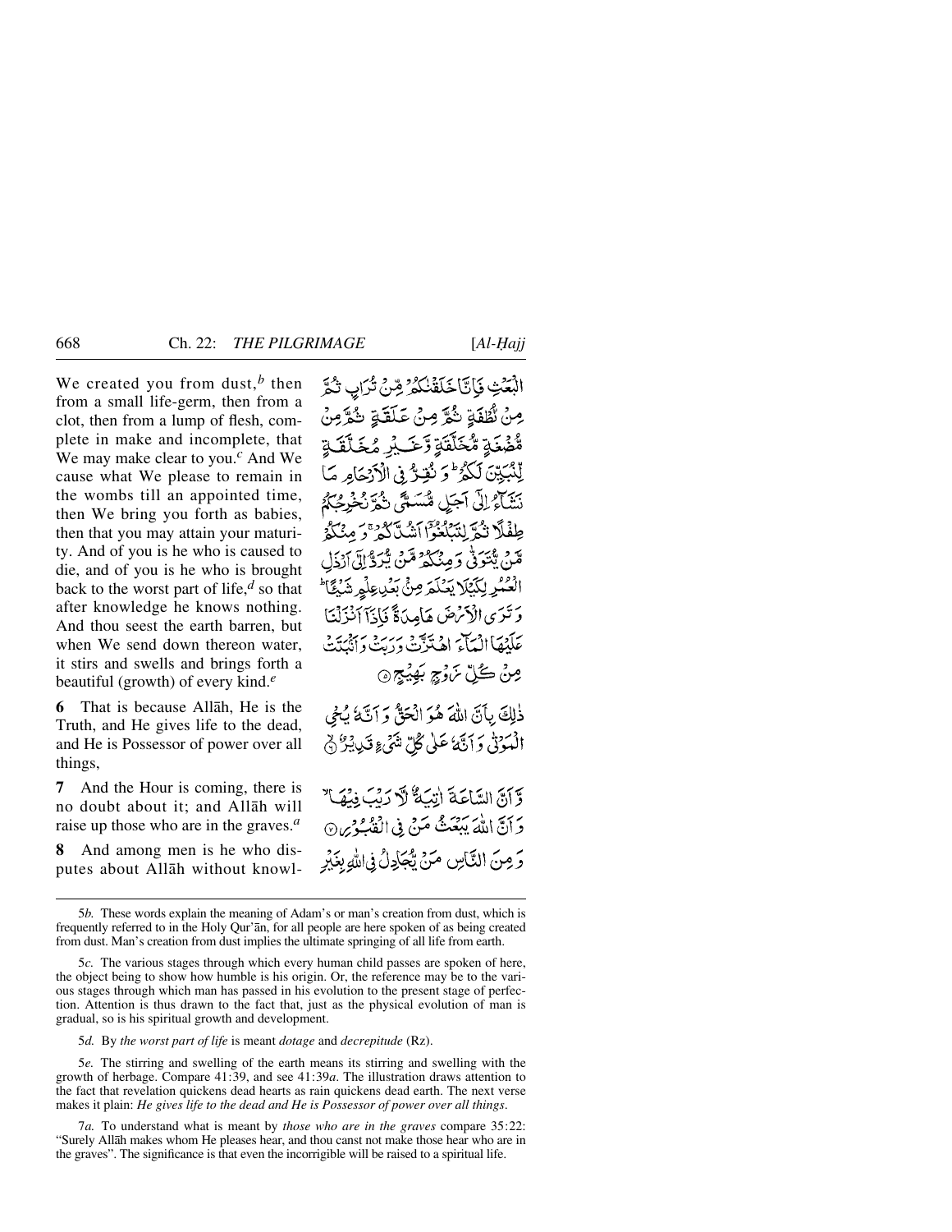We created you from dust,[b] then from a small life-germ, then from a clot, then from a lump of flesh, complete in make and incomplete, that We may make clear to you.[c] And We cause what We please to remain in the wombs till an appointed time, then We bring you forth as babies, then that you may attain your maturity. And of you is he who is caused to die, and of you is he who is brought back to the worst part of life,[d] so that after knowledge he knows nothing. And thou seest the earth barren, but when We send down thereon water, it stirs and swells and brings forth a beautiful (growth) of every kind.[e]

الْبَعْثِ فَإِنَّا خَلَقْنٰكُمْ مِّنْ تُرَابٍ ثُمَّ مِنْ نُّطْفَةٍ ثُمَّ مِنْ عَلَقَةٍ ثُمَّ مِنْ مُّضْغَةٍ مُّخَلَّقَةٍ وَّغَيْرِ مُخَلَّقَةٍ لِّنُبَيِّنَ لَكُمْ ۚ وَنُقِرُّ فِي الْاَرْحَامِ مَا نَشَآءُ اِلٰٓى اَجَلٍ مُّسَمًّى ثُمَّ نُخْرِجُكُمْ طِفْلًا ثُمَّ لِتَبْلُغُوْٓا اَشُدَّكُمْ ۚ وَمِنْكُمْ مَّنْ يُّتَوَفّٰى وَمِنْكُمْ مَّنْ يُّرَدُّ اِلٰٓى اَرْذَلِ الْعُمُرِ لِكَيْلَا يَعْلَمَ مِنْۢ بَعْدِ عِلْمٍ شَيْـًٔا ۚ وَتَرَى الْاَرْضَ هَامِدَةً فَاِذَآ اَنْزَلْنَا عَلَيْهَا الْمَآءَ اهْتَزَّتْ وَرَبَتْ وَاَنْۢبَتَتْ مِنْ كُلِّ زَوْجٍۢ بَهِيْجٍ ۝٥

**6** That is because Allāh, He is the Truth, and He gives life to the dead, and He is Possessor of power over all things,

ذٰلِكَ بِاَنَّ اللّٰهَ هُوَ الْحَقُّ وَاَنَّهٗ يُحْيِ الْمَوْتٰى وَاَنَّهٗ عَلٰى كُلِّ شَيْءٍ قَدِيْرٌ ۝٦

**7** And the Hour is coming, there is no doubt about it; and Allāh will raise up those who are in the graves.[a]

وَّاَنَّ السَّاعَةَ اٰتِيَةٌ لَّا رَيْبَ فِيْهَا ۙ وَاَنَّ اللّٰهَ يَبْعَثُ مَنْ فِي الْقُبُوْرِ ۝٧

**8** And among men is he who disputes about Allāh without knowl-

وَمِنَ النَّاسِ مَنْ يُّجَادِلُ فِي اللّٰهِ بِغَيْرِ

---

5*b.* These words explain the meaning of Adam's or man's creation from dust, which is frequently referred to in the Holy Qur'ān, for all people are here spoken of as being created from dust. Man's creation from dust implies the ultimate springing of all life from earth.

5*c.* The various stages through which every human child passes are spoken of here, the object being to show how humble is his origin. Or, the reference may be to the various stages through which man has passed in his evolution to the present stage of perfection. Attention is thus drawn to the fact that, just as the physical evolution of man is gradual, so is his spiritual growth and development.

5*d.* By *the worst part of life* is meant *dotage* and *decrepitude* (Rz).

5*e.* The stirring and swelling of the earth means its stirring and swelling with the growth of herbage. Compare 41:39, and see 41:39*a*. The illustration draws attention to the fact that revelation quickens dead hearts as rain quickens dead earth. The next verse makes it plain: *He gives life to the dead and He is Possessor of power over all things*.

7*a.* To understand what is meant by *those who are in the graves* compare 35:22: "Surely Allāh makes whom He pleases hear, and thou canst not make those hear who are in the graves". The significance is that even the incorrigible will be raised to a spiritual life.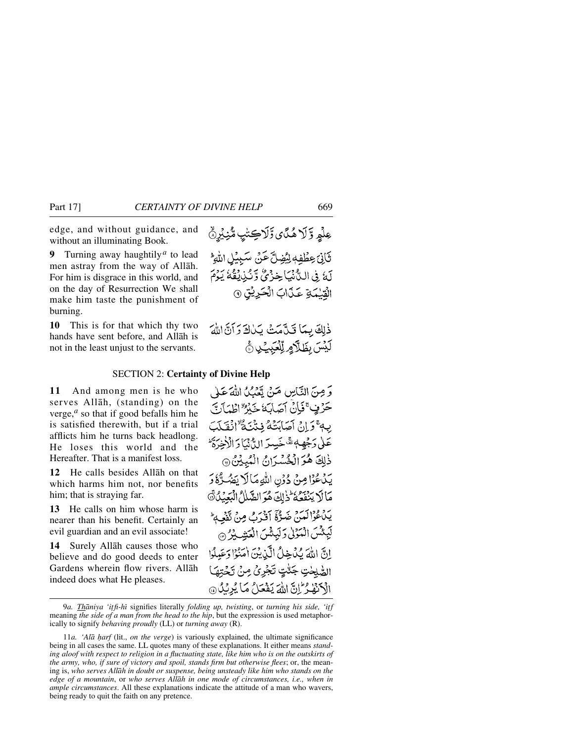edge, and without guidance, and without an illuminating Book.

عِلۡمٍ وَّلَا هُدًى وَّلَا كِتٰبٍ مُّنِيۡرٍ ۙ‏

**9** Turning away haughtily[a] to lead men astray from the way of Allāh. For him is disgrace in this world, and on the day of Resurrection We shall make him taste the punishment of burning.

ثَانِىَ عِطۡفِهٖ لِيُضِلَّ عَنۡ سَبِيۡلِ اللّٰهِ​ ؕ لَهٗ فِى الدُّنۡيَا خِزۡىٌ​ وَّنُذِيۡقُهٗ يَوۡمَ الۡقِيٰمَةِ عَذَابَ الۡحَرِيۡقِ‏ ﴿۹﴾

**10** This is for that which thy two hands have sent before, and Allāh is not in the least unjust to the servants.

ذٰ لِكَ بِمَا قَدَّمَتۡ يَدٰكَ وَاَنَّ اللّٰهَ لَـيۡسَ بِظَلَّامٍ لِّـلۡعَبِيۡدِ‏ ﴿۱۰﴾

## SECTION 2: Certainty of Divine Help

**11** And among men is he who serves Allāh, (standing) on the verge,[a] so that if good befalls him he is satisfied therewith, but if a trial afflicts him he turns back headlong. He loses this world and the Hereafter. That is a manifest loss.

وَمِنَ النَّاسِ مَنۡ يَّعۡبُدُ اللّٰهَ عَلٰى حَرۡفٍ​​ ۚ فَاِنۡ اَصَابَهٗ خَيۡرُ اۨطۡمَاَنَّ بِهٖ​ ۚ وَاِنۡ اَصَابَتۡهُ فِتۡنَةُ اۨنقَلَبَ عَلٰى وَجۡهِهٖ ۚ خَسِرَ الدُّنۡيَا وَالۡاٰخِرَةَ​ ؕ ذٰ لِكَ هُوَ الۡخُسۡرَانُ الۡمُبِيۡنُ‏ ﴿۱۱﴾

**12** He calls besides Allāh on that which harms him not, nor benefits him; that is straying far.

يَدۡعُوۡا مِنۡ دُوۡنِ اللّٰهِ مَا لَا يَضُرُّهٗ وَمَا لَا يَنۡفَعُهٗ​ ؕ ذٰ لِكَ هُوَ الضَّلٰلُ الۡبَعِيۡدُ​ ۚ‏ ﴿۱۲﴾

**13** He calls on him whose harm is nearer than his benefit. Certainly an evil guardian and an evil associate!

يَدۡعُوۡا لَمَنۡ ضَرُّهٗۤ اَقۡرَبُ مِنۡ نَّـفۡعِهٖ​ ؕ لَبِئۡسَ الۡمَوۡلٰى وَلَبِئۡسَ الۡعَشِيۡرُ‏ ﴿۱۳﴾

**14** Surely Allāh causes those who believe and do good deeds to enter Gardens wherein flow rivers. Allāh indeed does what He pleases.

اِنَّ اللّٰهَ يُدۡخِلُ الَّذِيۡنَ اٰمَنُوۡا وَعَمِلُوا الصّٰلِحٰتِ جَنّٰتٍ تَجۡرِىۡ مِنۡ تَحۡتِهَا الۡاَنۡهٰرُ​ؕ اِنَّ اللّٰهَ يَفۡعَلُ مَا يُرِيۡدُ‏ ﴿۱۴﴾

---

9*a.* *Thāniya 'iṭfi-hī* signifies literally *folding up, twisting*, or *turning his side, 'iṭf* meaning *the side of a man from the head to the hip*, but the expression is used metaphorically to signify *behaving proudly* (LL) or *turning away* (R).

11*a.* *'Alā ḥarf* (lit., *on the verge*) is variously explained, the ultimate significance being in all cases the same. LL quotes many of these explanations. It either means *standing aloof with respect to religion in a fluctuating state, like him who is on the outskirts of the army, who, if sure of victory and spoil, stands firm but otherwise flees*; or, the meaning is, *who serves Allāh in doubt or suspense, being unsteady like him who stands on the edge of a mountain*, or *who serves Allāh in one mode of circumstances, i.e., when in ample circumstances*. All these explanations indicate the attitude of a man who wavers, being ready to quit the faith on any pretence.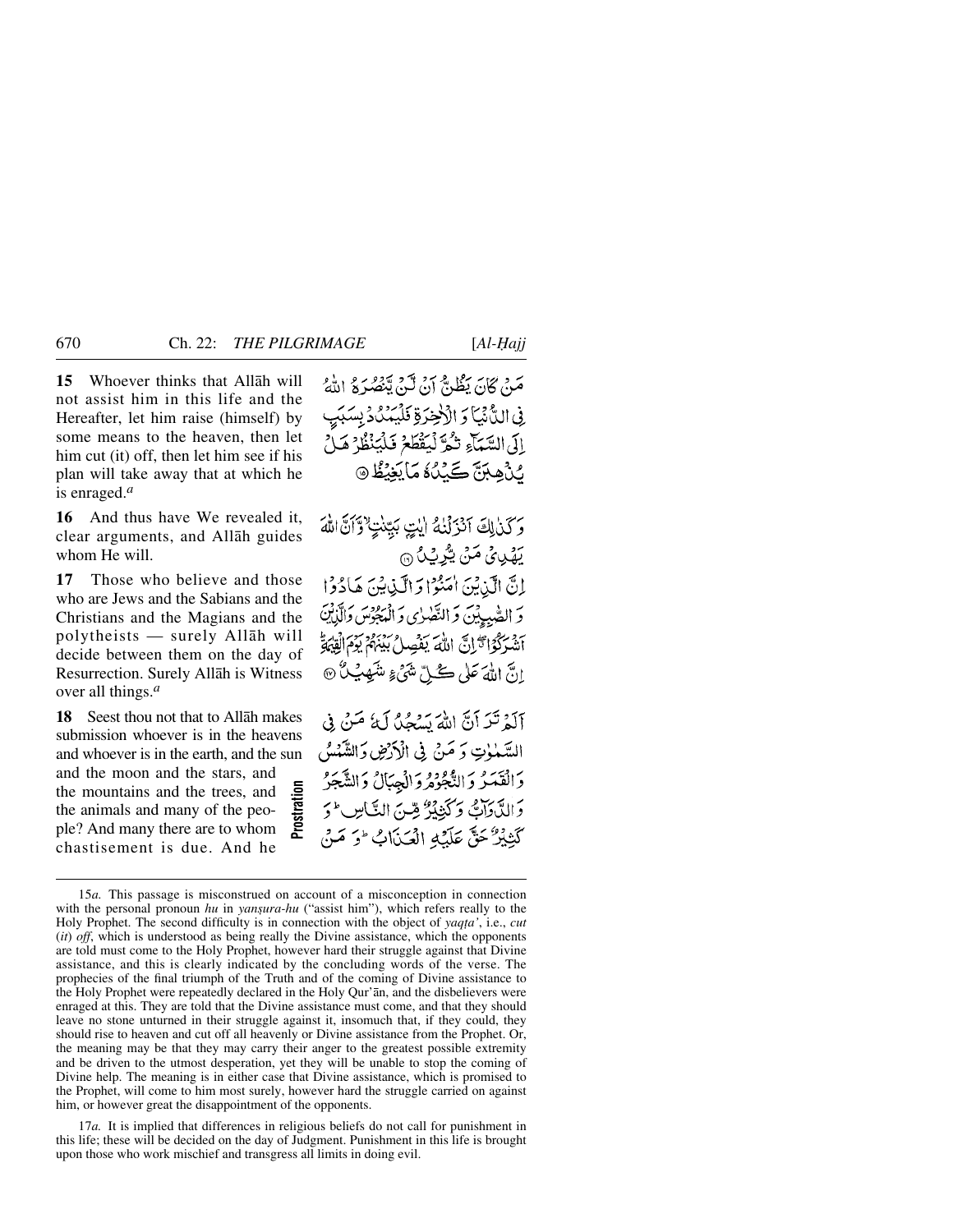**15** Whoever thinks that Allāh will not assist him in this life and the Hereafter, let him raise (himself) by some means to the heaven, then let him cut (it) off, then let him see if his plan will take away that at which he is enraged.[a]

مَنْ كَانَ يَظُنُّ أَنْ لَّنْ يَّنْصُرَهُ اللّٰهُ فِي الدُّنْيَا وَ الْاٰخِرَةِ فَلْيَمْدُدْ بِسَبَبٍ إِلَى السَّمَآءِ ثُمَّ لْيَقْطَعْ فَلْيَنْظُرْ هَلْ يُذْهِبَنَّ كَيْدُهٗ مَا يَغِيْظُ ﴿۱۵﴾

**16** And thus have We revealed it, clear arguments, and Allāh guides whom He will.

وَ كَذٰلِكَ أَنْزَلْنٰهُ اٰيٰتٍۭ بَيِّنٰتٍ ۙ وَّ أَنَّ اللّٰهَ يَهْدِيْ مَنْ يُّرِيْدُ ﴿۱۶﴾

**17** Those who believe and those who are Jews and the Sabians and the Christians and the Magians and the polytheists — surely Allāh will decide between them on the day of Resurrection. Surely Allāh is Witness over all things.[a]

إِنَّ الَّذِيْنَ اٰمَنُوْا وَ الَّذِيْنَ هَادُوْا وَ الصّٰبِئِيْنَ وَ النَّصٰرٰى وَ الْمَجُوْسَ وَ الَّذِيْنَ أَشْرَكُوْا ۖ إِنَّ اللّٰهَ يَفْصِلُ بَيْنَهُمْ يَوْمَ الْقِيٰمَةِ ؕ إِنَّ اللّٰهَ عَلٰى كُلِّ شَيْءٍ شَهِيْدٌ ﴿۱۷﴾

**18** Seest thou not that to Allāh makes submission whoever is in the heavens and whoever is in the earth, and the sun and the moon and the stars, and the mountains and the trees, and the animals and many of the people? And many there are to whom chastisement is due. And he

**Prostration**

أَلَمْ تَرَ أَنَّ اللّٰهَ يَسْجُدُ لَهٗ مَنْ فِي السَّمٰوٰتِ وَ مَنْ فِي الْأَرْضِ وَ الشَّمْسُ وَ الْقَمَرُ وَ النُّجُوْمُ وَ الْجِبَالُ وَ الشَّجَرُ وَ الدَّوَآبُّ وَ كَثِيْرٌ مِّنَ النَّاسِ ؕ وَ كَثِيْرٌ حَقَّ عَلَيْهِ الْعَذَابُ ؕ وَ مَنْ

---

15*a.* This passage is misconstrued on account of a misconception in connection with the personal pronoun *hu* in *yanṣura-hu* ("assist him"), which refers really to the Holy Prophet. The second difficulty is in connection with the object of *yaqṭa'*, i.e., *cut* (*it*) *off*, which is understood as being really the Divine assistance, which the opponents are told must come to the Holy Prophet, however hard their struggle against that Divine assistance, and this is clearly indicated by the concluding words of the verse. The prophecies of the final triumph of the Truth and of the coming of Divine assistance to the Holy Prophet were repeatedly declared in the Holy Qur'ān, and the disbelievers were enraged at this. They are told that the Divine assistance must come, and that they should leave no stone unturned in their struggle against it, insomuch that, if they could, they should rise to heaven and cut off all heavenly or Divine assistance from the Prophet. Or, the meaning may be that they may carry their anger to the greatest possible extremity and be driven to the utmost desperation, yet they will be unable to stop the coming of Divine help. The meaning is in either case that Divine assistance, which is promised to the Prophet, will come to him most surely, however hard the struggle carried on against him, or however great the disappointment of the opponents.

17*a.* It is implied that differences in religious beliefs do not call for punishment in this life; these will be decided on the day of Judgment. Punishment in this life is brought upon those who work mischief and transgress all limits in doing evil.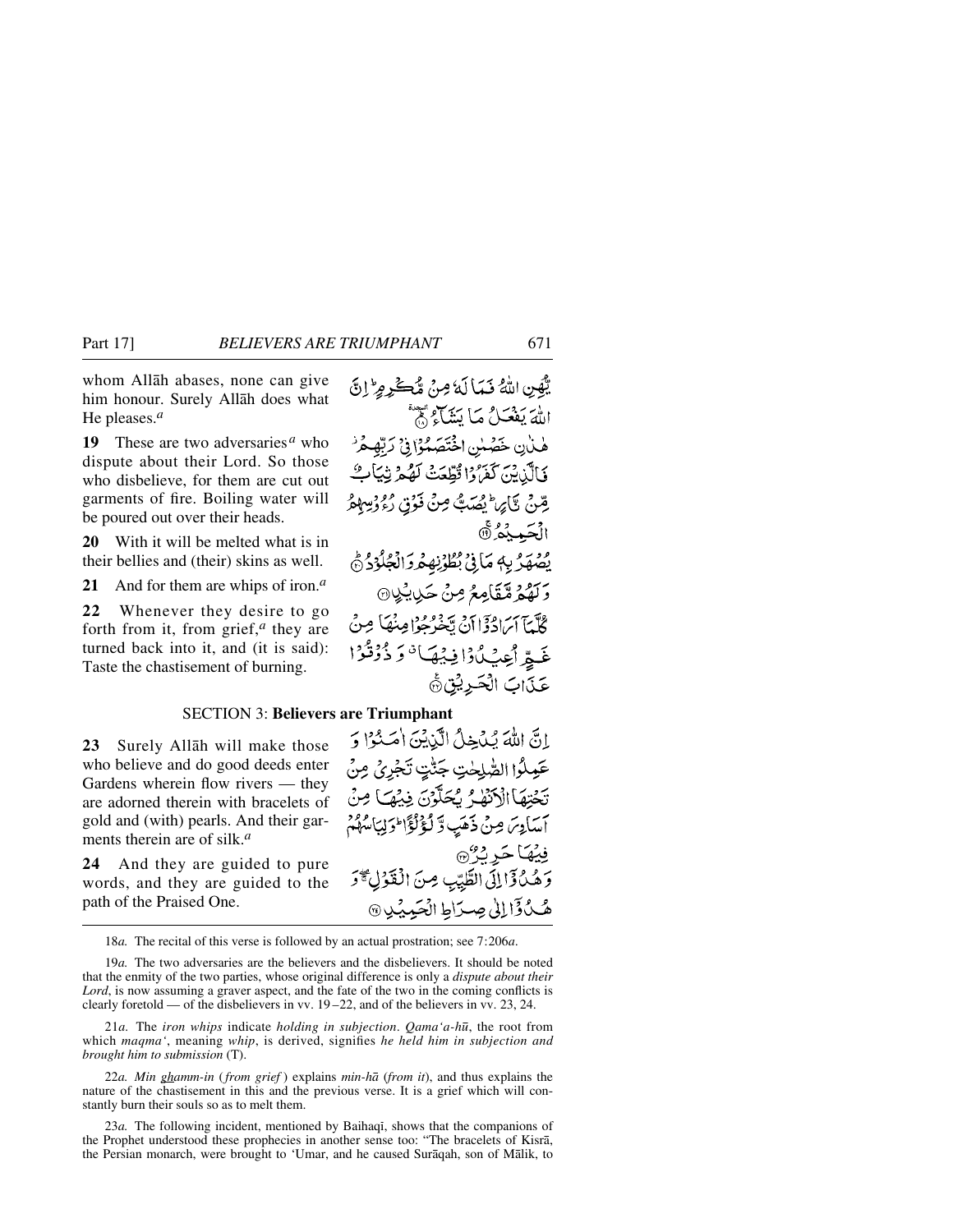whom Allāh abases, none can give him honour. Surely Allāh does what He pleases.[a]

يُّهِنِ اللّٰهُ فَمَا لَهٗ مِنْ مُّكْرِمٍ ؕ اِنَّ اللّٰهَ يَفْعَلُ مَا يَشَآءُ ۩ ﴿۱۸﴾

**19** These are two adversaries[a] who dispute about their Lord. So those who disbelieve, for them are cut out garments of fire. Boiling water will be poured out over their heads.

هٰذٰنِ خَصْمٰنِ اخْتَصَمُوْا فِىْ رَبِّهِمْ ۫ فَالَّذِيْنَ كَفَرُوْا قُطِّعَتْ لَهُمْ ثِيَابٌ مِّنْ نَّارٍ ؕ يُصَبُّ مِنْ فَوْقِ رُءُوْسِهِمُ الْحَمِيْمُ ﴿۱۹﴾

**20** With it will be melted what is in their bellies and (their) skins as well.

يُصْهَرُ بِهٖ مَا فِىْ بُطُوْنِهِمْ وَ الْجُلُوْدُ ﴿۲۰﴾ؕ

**21** And for them are whips of iron.[a]

وَ لَهُمْ مَّقَامِعُ مِنْ حَدِيْدٍ ﴿۲۱﴾

**22** Whenever they desire to go forth from it, from grief,[a] they are turned back into it, and (it is said): Taste the chastisement of burning.

كُلَّمَاۤ اَرَادُوْۤا اَنْ يَّخْرُجُوْا مِنْهَا مِنْ غَمٍّ اُعِيْدُوْا فِيْهَا ٭ وَ ذُوْقُوْا عَذَابَ الْحَرِيْقِ ﴿۲۲﴾

## SECTION 3: Believers are Triumphant

**23** Surely Allāh will make those who believe and do good deeds enter Gardens wherein flow rivers — they are adorned therein with bracelets of gold and (with) pearls. And their garments therein are of silk.[a]

اِنَّ اللّٰهَ يُدْخِلُ الَّذِيْنَ اٰمَنُوْا وَ عَمِلُوا الصّٰلِحٰتِ جَنّٰتٍ تَجْرِىْ مِنْ تَحْتِهَا الْاَنْهٰرُ يُحَلَّوْنَ فِيْهَا مِنْ اَسَاوِرَ مِنْ ذَهَبٍ وَّ لُؤْلُؤًا ؕ وَ لِبَاسُهُمْ فِيْهَا حَرِيْرٌ ﴿۲۳﴾

**24** And they are guided to pure words, and they are guided to the path of the Praised One.

وَ هُدُوْۤا اِلَى الطَّيِّبِ مِنَ الْقَوْلِ ۚۖ وَ هُدُوْۤا اِلٰى صِرَاطِ الْحَمِيْدِ ﴿۲۴﴾

---

18*a.* The recital of this verse is followed by an actual prostration; see 7:206*a*.

19*a.* The two adversaries are the believers and the disbelievers. It should be noted that the enmity of the two parties, whose original difference is only a *dispute about their Lord*, is now assuming a graver aspect, and the fate of the two in the coming conflicts is clearly foretold — of the disbelievers in vv. 19–22, and of the believers in vv. 23, 24.

21*a.* The *iron whips* indicate *holding in subjection*. *Qama'a-hū*, the root from which *maqma'*, meaning *whip*, is derived, signifies *he held him in subjection and brought him to submission* (T).

22*a.* *Min ghamm-in* (*from grief*) explains *min-hā* (*from it*), and thus explains the nature of the chastisement in this and the previous verse. It is a grief which will constantly burn their souls so as to melt them.

23*a.* The following incident, mentioned by Baihaqī, shows that the companions of the Prophet understood these prophecies in another sense too: "The bracelets of Kisrā, the Persian monarch, were brought to 'Umar, and he caused Surāqah, son of Mālik, to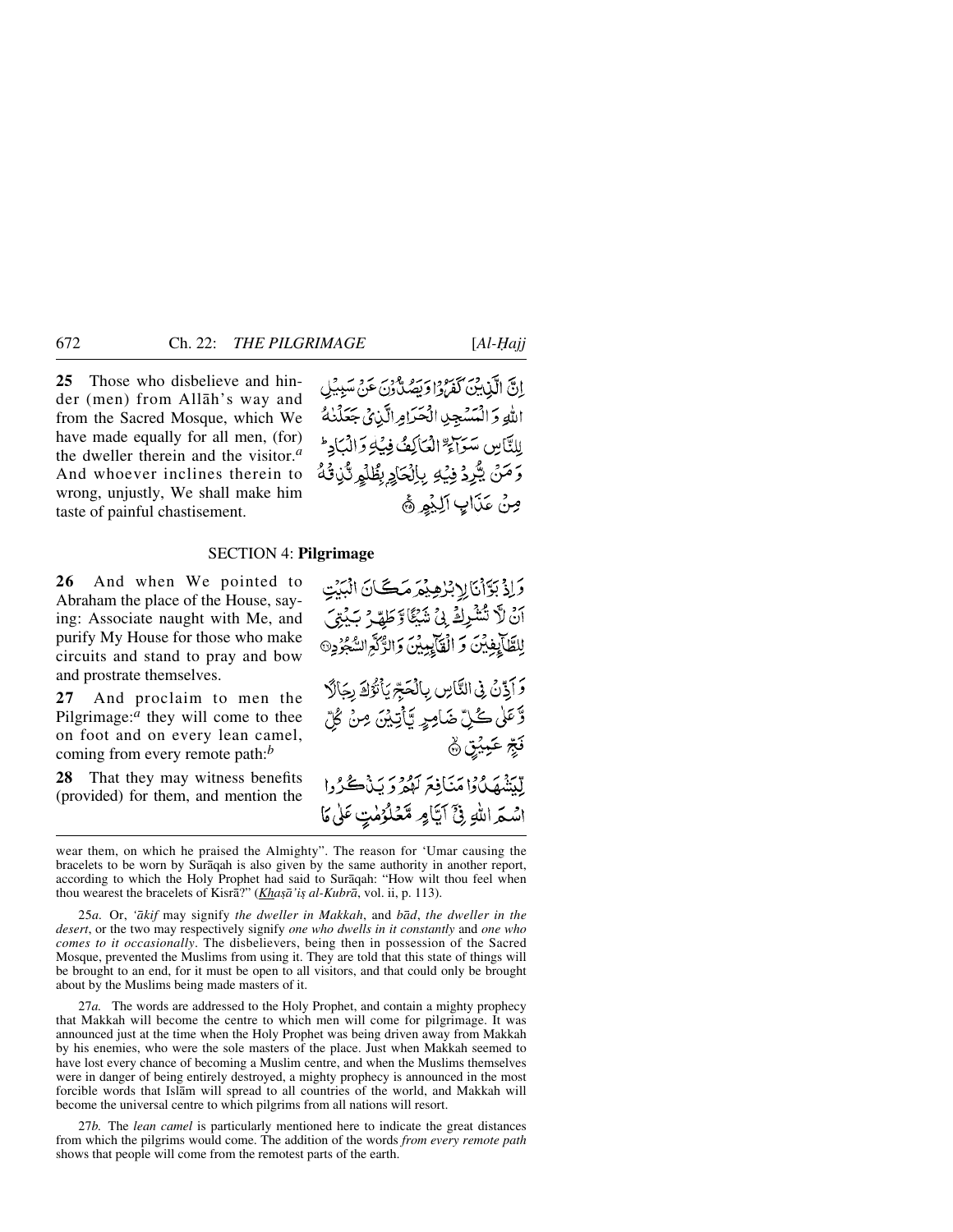**25** Those who disbelieve and hinder (men) from Allāh's way and from the Sacred Mosque, which We have made equally for all men, (for) the dweller therein and the visitor.[a] And whoever inclines therein to wrong, unjustly, We shall make him taste of painful chastisement.

إِنَّ الَّذِينَ كَفَرُوا وَيَصُدُّونَ عَنْ سَبِيلِ اللَّهِ وَالْمَسْجِدِ الْحَرَامِ الَّذِي جَعَلْنَاهُ لِلنَّاسِ سَوَاءً الْعَاكِفُ فِيهِ وَالْبَادِ ۚ وَمَنْ يُرِدْ فِيهِ بِإِلْحَادٍ بِظُلْمٍ نُذِقْهُ مِنْ عَذَابٍ أَلِيمٍ ﴿٢٥﴾

## SECTION 4: **Pilgrimage**

**26** And when We pointed to Abraham the place of the House, saying: Associate naught with Me, and purify My House for those who make circuits and stand to pray and bow and prostrate themselves.

وَإِذْ بَوَّأْنَا لِإِبْرَاهِيمَ مَكَانَ الْبَيْتِ أَنْ لَا تُشْرِكْ بِي شَيْئًا وَطَهِّرْ بَيْتِيَ لِلطَّائِفِينَ وَالْقَائِمِينَ وَالرُّكَّعِ السُّجُودِ ﴿٢٦﴾

**27** And proclaim to men the Pilgrimage:[a] they will come to thee on foot and on every lean camel, coming from every remote path:[b]

وَأَذِّنْ فِي النَّاسِ بِالْحَجِّ يَأْتُوكَ رِجَالًا وَعَلَىٰ كُلِّ ضَامِرٍ يَأْتِينَ مِنْ كُلِّ فَجٍّ عَمِيقٍ ﴿٢٧﴾

**28** That they may witness benefits (provided) for them, and mention the

لِيَشْهَدُوا مَنَافِعَ لَهُمْ وَيَذْكُرُوا اسْمَ اللَّهِ فِي أَيَّامٍ مَعْلُومَاتٍ عَلَىٰ مَا

---

wear them, on which he praised the Almighty". The reason for 'Umar causing the bracelets to be worn by Surāqah is also given by the same authority in another report, according to which the Holy Prophet had said to Surāqah: "How wilt thou feel when thou wearest the bracelets of Kisrā?" (*Khaṣā'iṣ al-Kubrā*, vol. ii, p. 113).

25*a*. Or, *'ākif* may signify *the dweller in Makkah*, and *bād*, *the dweller in the desert*, or the two may respectively signify *one who dwells in it constantly* and *one who comes to it occasionally*. The disbelievers, being then in possession of the Sacred Mosque, prevented the Muslims from using it. They are told that this state of things will be brought to an end, for it must be open to all visitors, and that could only be brought about by the Muslims being made masters of it.

27*a*. The words are addressed to the Holy Prophet, and contain a mighty prophecy that Makkah will become the centre to which men will come for pilgrimage. It was announced just at the time when the Holy Prophet was being driven away from Makkah by his enemies, who were the sole masters of the place. Just when Makkah seemed to have lost every chance of becoming a Muslim centre, and when the Muslims themselves were in danger of being entirely destroyed, a mighty prophecy is announced in the most forcible words that Islām will spread to all countries of the world, and Makkah will become the universal centre to which pilgrims from all nations will resort.

27*b*. The *lean camel* is particularly mentioned here to indicate the great distances from which the pilgrims would come. The addition of the words *from every remote path* shows that people will come from the remotest parts of the earth.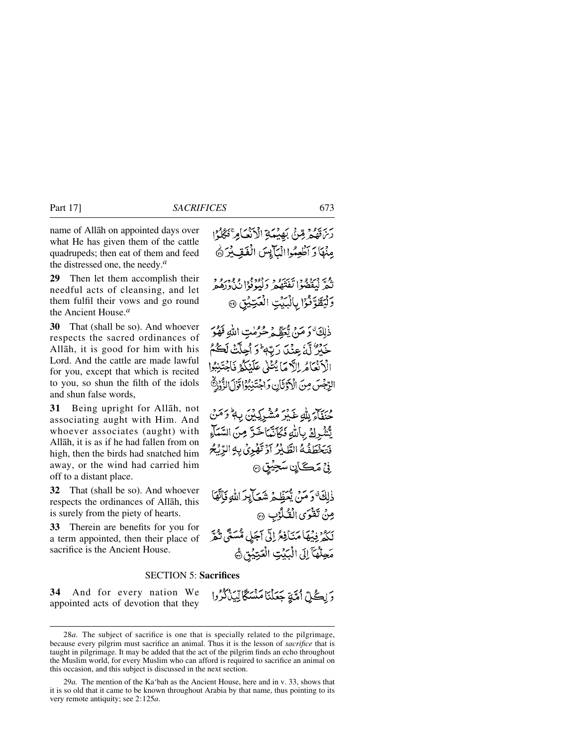name of Allāh on appointed days over what He has given them of the cattle quadrupeds; then eat of them and feed the distressed one, the needy.[a]

رَزَقَهُمْ مِّنْۢ بَهِيْمَةِ الْاَنْعَامِ ۚ فَكُلُوْا مِنْهَا وَ اَطْعِمُوا الْبَآئِسَ الْفَقِيْرَ ﴿۲۸﴾

**29** Then let them accomplish their needful acts of cleansing, and let them fulfil their vows and go round the Ancient House.[a]

ثُمَّ لْيَقْضُوْا تَفَثَهُمْ وَلْيُوْفُوْا نُذُوْرَهُمْ وَلْيَطَّوَّفُوْا بِالْبَيْتِ الْعَتِيْقِ ﴿۲۹﴾

**30** That (shall be so). And whoever respects the sacred ordinances of Allāh, it is good for him with his Lord. And the cattle are made lawful for you, except that which is recited to you, so shun the filth of the idols and shun false words,

ذٰلِكَ ۚ وَ مَنْ يُّعَظِّمْ حُرُمٰتِ اللّٰهِ فَهُوَ خَيْرٌ لَّهٗ عِنْدَ رَبِّهٖ ؕ وَ اُحِلَّتْ لَكُمُ الْاَنْعَامُ اِلَّا مَا يُتْلٰى عَلَيْكُمْ فَاجْتَنِبُوا الرِّجْسَ مِنَ الْاَوْثَانِ وَ اجْتَنِبُوْا قَوْلَ الزُّوْرِ ﴿۳۰﴾

**31** Being upright for Allāh, not associating aught with Him. And whoever associates (aught) with Allāh, it is as if he had fallen from on high, then the birds had snatched him away, or the wind had carried him off to a distant place.

حُنَفَآءَ لِلّٰهِ غَيْرَ مُشْرِكِيْنَ بِهٖ ؕ وَ مَنْ يُّشْرِكْ بِاللّٰهِ فَكَاَنَّمَا خَرَّ مِنَ السَّمَآءِ فَتَخْطَفُهُ الطَّيْرُ اَوْ تَهْوِيْ بِهِ الرِّيْحُ فِيْ مَكَانٍ سَحِيْقٍ ﴿۳۱﴾

**32** That (shall be so). And whoever respects the ordinances of Allāh, this is surely from the piety of hearts.

ذٰلِكَ ۚ وَ مَنْ يُّعَظِّمْ شَعَآئِرَ اللّٰهِ فَاِنَّهَا مِنْ تَقْوَى الْقُلُوْبِ ﴿۳۲﴾

**33** Therein are benefits for you for a term appointed, then their place of sacrifice is the Ancient House.

لَكُمْ فِيْهَا مَنَافِعُ اِلٰۤى اَجَلٍ مُّسَمًّى ثُمَّ مَحِلُّهَاۤ اِلَى الْبَيْتِ الْعَتِيْقِ ﴿۳۳﴾

## SECTION 5: **Sacrifices**

**34** And for every nation We appointed acts of devotion that they

وَ لِكُلِّ اُمَّةٍ جَعَلْنَا مَنْسَكًا لِّيَذْكُرُوا

---

28*a.* The subject of sacrifice is one that is specially related to the pilgrimage, because every pilgrim must sacrifice an animal. Thus it is the lesson of *sacrifice* that is taught in pilgrimage. It may be added that the act of the pilgrim finds an echo throughout the Muslim world, for every Muslim who can afford is required to sacrifice an animal on this occasion, and this subject is discussed in the next section.

29*a.* The mention of the Ka‘bah as the Ancient House, here and in v. 33, shows that it is so old that it came to be known throughout Arabia by that name, thus pointing to its very remote antiquity; see 2:125*a*.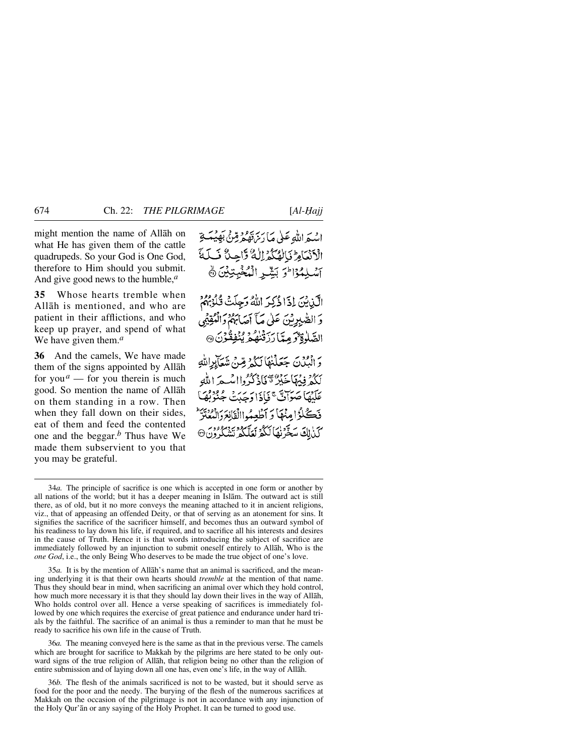might mention the name of Allāh on what He has given them of the cattle quadrupeds. So your God is One God, therefore to Him should you submit. And give good news to the humble,[a]

اسْمَ اللّٰهِ عَلٰى مَا رَزَقَهُمْ مِّنْۢ بَهِيْمَةِ الْاَنْعَامِ ؕ فَاِلٰهُكُمْ اِلٰهٌ وَّاحِدٌ فَلَهٗۤ اَسْلِمُوْا ؕ وَ بَشِّرِ الْمُخْبِتِيْنَ ۙ﴿۳۴﴾

**35** Whose hearts tremble when Allāh is mentioned, and who are patient in their afflictions, and who keep up prayer, and spend of what We have given them.[a]

الَّذِيْنَ اِذَا ذُكِرَ اللّٰهُ وَجِلَتْ قُلُوْبُهُمْ وَ الصّٰبِرِيْنَ عَلٰى مَاۤ اَصَابَهُمْ وَ الْمُقِيْمِي الصَّلٰوةِ ۙ وَ مِمَّا رَزَقْنٰهُمْ يُنْفِقُوْنَ ﴿۳۵﴾

**36** And the camels, We have made them of the signs appointed by Allāh for you[a] — for you therein is much good. So mention the name of Allāh on them standing in a row. Then when they fall down on their sides, eat of them and feed the contented one and the beggar.[b] Thus have We made them subservient to you that you may be grateful.

وَ الْبُدْنَ جَعَلْنٰهَا لَكُمْ مِّنْ شَعَآئِرِ اللّٰهِ لَكُمْ فِيْهَا خَيْرٌ ٭ۖ فَاذْكُرُوا اسْمَ اللّٰهِ عَلَيْهَا صَوَآفَّ ۚ فَاِذَا وَجَبَتْ جُنُوْبُهَا فَكُلُوْا مِنْهَا وَ اَطْعِمُوا الْقَانِعَ وَ الْمُعْتَرَّ ؕ كَذٰلِكَ سَخَّرْنٰهَا لَكُمْ لَعَلَّكُمْ تَشْكُرُوْنَ ﴿۳۶﴾

---

34*a*. The principle of sacrifice is one which is accepted in one form or another by all nations of the world; but it has a deeper meaning in Islām. The outward act is still there, as of old, but it no more conveys the meaning attached to it in ancient religions, viz., that of appeasing an offended Deity, or that of serving as an atonement for sins. It signifies the sacrifice of the sacrificer himself, and becomes thus an outward symbol of his readiness to lay down his life, if required, and to sacrifice all his interests and desires in the cause of Truth. Hence it is that words introducing the subject of sacrifice are immediately followed by an injunction to submit oneself entirely to Allāh, Who is the *one God*, i.e., the only Being Who deserves to be made the true object of one's love.

35*a*. It is by the mention of Allāh's name that an animal is sacrificed, and the meaning underlying it is that their own hearts should *tremble* at the mention of that name. Thus they should bear in mind, when sacrificing an animal over which they hold control, how much more necessary it is that they should lay down their lives in the way of Allāh, Who holds control over all. Hence a verse speaking of sacrifices is immediately followed by one which requires the exercise of great patience and endurance under hard trials by the faithful. The sacrifice of an animal is thus a reminder to man that he must be ready to sacrifice his own life in the cause of Truth.

36*a*. The meaning conveyed here is the same as that in the previous verse. The camels which are brought for sacrifice to Makkah by the pilgrims are here stated to be only outward signs of the true religion of Allāh, that religion being no other than the religion of entire submission and of laying down all one has, even one's life, in the way of Allāh.

36*b*. The flesh of the animals sacrificed is not to be wasted, but it should serve as food for the poor and the needy. The burying of the flesh of the numerous sacrifices at Makkah on the occasion of the pilgrimage is not in accordance with any injunction of the Holy Qur'ān or any saying of the Holy Prophet. It can be turned to good use.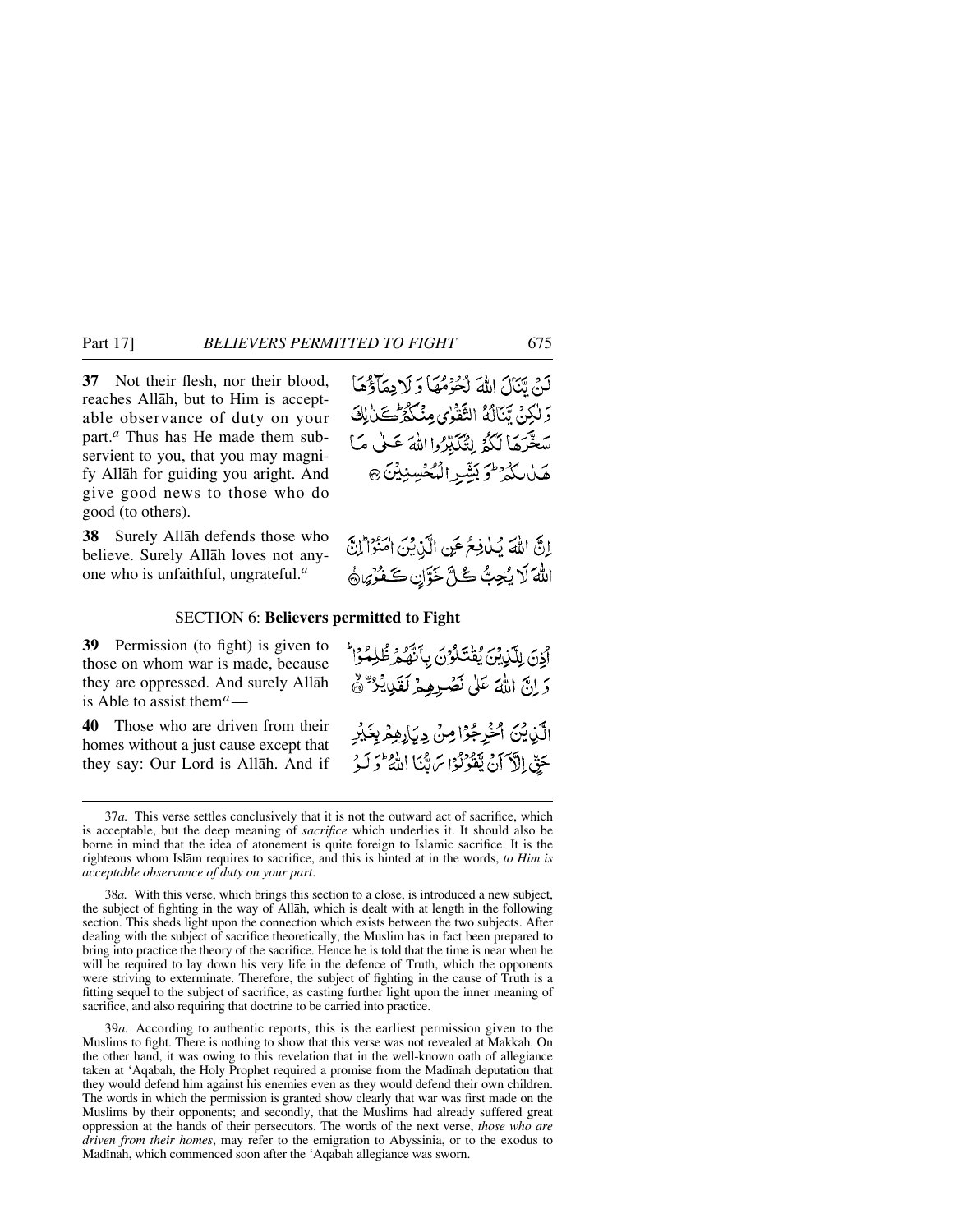**37** Not their flesh, nor their blood, reaches Allāh, but to Him is acceptable observance of duty on your part.[a] Thus has He made them subservient to you, that you may magnify Allāh for guiding you aright. And give good news to those who do good (to others).

لَنْ يَّنَالَ اللّٰهَ لُحُوْمُهَا وَ لَا دِمَآؤُهَا وَ لٰكِنْ يَّنَالُهُ التَّقْوٰى مِنْكُمْ ؕ كَذٰلِكَ سَخَّرَهَا لَكُمْ لِتُكَبِّرُوا اللّٰهَ عَلٰى مَا هَدٰىكُمْ ؕ وَ بَشِّرِ الْمُحْسِنِيْنَ ﴿۳۷﴾

**38** Surely Allāh defends those who believe. Surely Allāh loves not anyone who is unfaithful, ungrateful.[a]

اِنَّ اللّٰهَ يُدٰفِعُ عَنِ الَّذِيْنَ اٰمَنُوْا ؕ اِنَّ اللّٰهَ لَا يُحِبُّ كُلَّ خَوَّانٍ كَفُوْرٍ ﴿۳۸﴾

## SECTION 6: Believers permitted to Fight

**39** Permission (to fight) is given to those on whom war is made, because they are oppressed. And surely Allāh is Able to assist them[a] —

اُذِنَ لِلَّذِيْنَ يُقٰتَلُوْنَ بِاَنَّهُمْ ظُلِمُوْا ؕ وَ اِنَّ اللّٰهَ عَلٰى نَصْرِهِمْ لَقَدِيْرُ ۙ﴿۳۹﴾

**40** Those who are driven from their homes without a just cause except that they say: Our Lord is Allāh. And if

الَّذِيْنَ اُخْرِجُوْا مِنْ دِيَارِهِمْ بِغَيْرِ حَقٍّ اِلَّاۤ اَنْ يَّقُوْلُوْا رَبُّنَا اللّٰهُ ؕ وَ لَوْ

---

37*a.* This verse settles conclusively that it is not the outward act of sacrifice, which is acceptable, but the deep meaning of *sacrifice* which underlies it. It should also be borne in mind that the idea of atonement is quite foreign to Islamic sacrifice. It is the righteous whom Islām requires to sacrifice, and this is hinted at in the words, *to Him is acceptable observance of duty on your part*.

38*a.* With this verse, which brings this section to a close, is introduced a new subject, the subject of fighting in the way of Allāh, which is dealt with at length in the following section. This sheds light upon the connection which exists between the two subjects. After dealing with the subject of sacrifice theoretically, the Muslim has in fact been prepared to bring into practice the theory of the sacrifice. Hence he is told that the time is near when he will be required to lay down his very life in the defence of Truth, which the opponents were striving to exterminate. Therefore, the subject of fighting in the cause of Truth is a fitting sequel to the subject of sacrifice, as casting further light upon the inner meaning of sacrifice, and also requiring that doctrine to be carried into practice.

39*a.* According to authentic reports, this is the earliest permission given to the Muslims to fight. There is nothing to show that this verse was not revealed at Makkah. On the other hand, it was owing to this revelation that in the well-known oath of allegiance taken at 'Aqabah, the Holy Prophet required a promise from the Madīnah deputation that they would defend him against his enemies even as they would defend their own children. The words in which the permission is granted show clearly that war was first made on the Muslims by their opponents; and secondly, that the Muslims had already suffered great oppression at the hands of their persecutors. The words of the next verse, *those who are driven from their homes*, may refer to the emigration to Abyssinia, or to the exodus to Madīnah, which commenced soon after the 'Aqabah allegiance was sworn.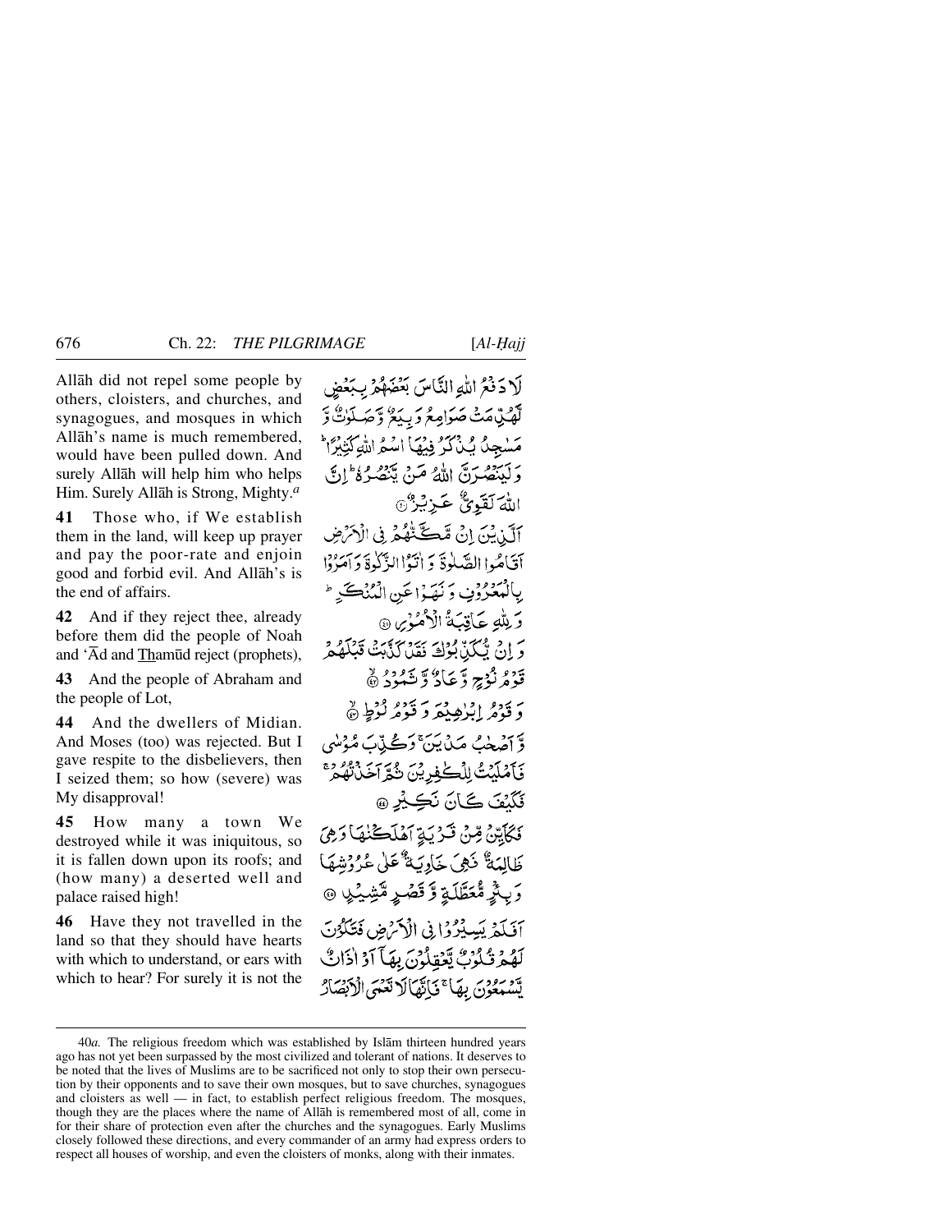Allāh did not repel some people by others, cloisters, and churches, and synagogues, and mosques in which Allāh's name is much remembered, would have been pulled down. And surely Allāh will help him who helps Him. Surely Allāh is Strong, Mighty.[a]

لَا دَفْعُ اللّٰهِ النَّاسَ بَعْضَهُمْ بِبَعْضٍ لَّهُدِّمَتْ صَوَامِعُ وَبِيَعٌ وَّصَلَوٰتٌ وَّمَسٰجِدُ يُذْكَرُ فِيْهَا اسْمُ اللّٰهِ كَثِيْرًا ۗ وَلَيَنْصُرَنَّ اللّٰهُ مَنْ يَّنْصُرُهٗ ۗ اِنَّ اللّٰهَ لَقَوِيٌّ عَزِيْزٌ ﴿۴۰﴾

**41** Those who, if We establish them in the land, will keep up prayer and pay the poor-rate and enjoin good and forbid evil. And Allāh's is the end of affairs.

اَلَّذِيْنَ اِنْ مَّكَّنّٰهُمْ فِى الْاَرْضِ اَقَامُوا الصَّلٰوةَ وَاٰتَوُا الزَّكٰوةَ وَاَمَرُوْا بِالْمَعْرُوْفِ وَنَهَوْا عَنِ الْمُنْكَرِ ۗ وَلِلّٰهِ عَاقِبَةُ الْاُمُوْرِ ﴿۴۱﴾

**42** And if they reject thee, already before them did the people of Noah and 'Ād and Thamūd reject (prophets),

وَاِنْ يُّكَذِّبُوْكَ فَقَدْ كَذَّبَتْ قَبْلَهُمْ قَوْمُ نُوْحٍ وَّعَادٌ وَّثَمُوْدُ ﴿۴۲﴾

**43** And the people of Abraham and the people of Lot,

وَقَوْمُ اِبْرٰهِيْمَ وَقَوْمُ لُوْطٍ ﴿۴۳﴾

**44** And the dwellers of Midian. And Moses (too) was rejected. But I gave respite to the disbelievers, then I seized them; so how (severe) was My disapproval!

وَّاَصْحٰبُ مَدْيَنَ ۚ وَكُذِّبَ مُوْسٰى فَاَمْلَيْتُ لِلْكٰفِرِيْنَ ثُمَّ اَخَذْتُهُمْ ۚ فَكَيْفَ كَانَ نَكِيْرِ ﴿۴۴﴾

**45** How many a town We destroyed while it was iniquitous, so it is fallen down upon its roofs; and (how many) a deserted well and palace raised high!

فَكَاَيِّنْ مِّنْ قَرْيَةٍ اَهْلَكْنٰهَا وَهِىَ ظَالِمَةٌ فَهِىَ خَاوِيَةٌ عَلٰى عُرُوْشِهَا وَبِئْرٍ مُّعَطَّلَةٍ وَّقَصْرٍ مَّشِيْدٍ ﴿۴۵﴾

**46** Have they not travelled in the land so that they should have hearts with which to understand, or ears with which to hear? For surely it is not the

اَفَلَمْ يَسِيْرُوْا فِى الْاَرْضِ فَتَكُوْنَ لَهُمْ قُلُوْبٌ يَّعْقِلُوْنَ بِهَاۤ اَوْ اٰذَانٌ يَّسْمَعُوْنَ بِهَا ۚ فَاِنَّهَا لَا تَعْمَى الْاَبْصَارُ

---

40*a.* The religious freedom which was established by Islām thirteen hundred years ago has not yet been surpassed by the most civilized and tolerant of nations. It deserves to be noted that the lives of Muslims are to be sacrificed not only to stop their own persecution by their opponents and to save their own mosques, but to save churches, synagogues and cloisters as well — in fact, to establish perfect religious freedom. The mosques, though they are the places where the name of Allāh is remembered most of all, come in for their share of protection even after the churches and the synagogues. Early Muslims closely followed these directions, and every commander of an army had express orders to respect all houses of worship, and even the cloisters of monks, along with their inmates.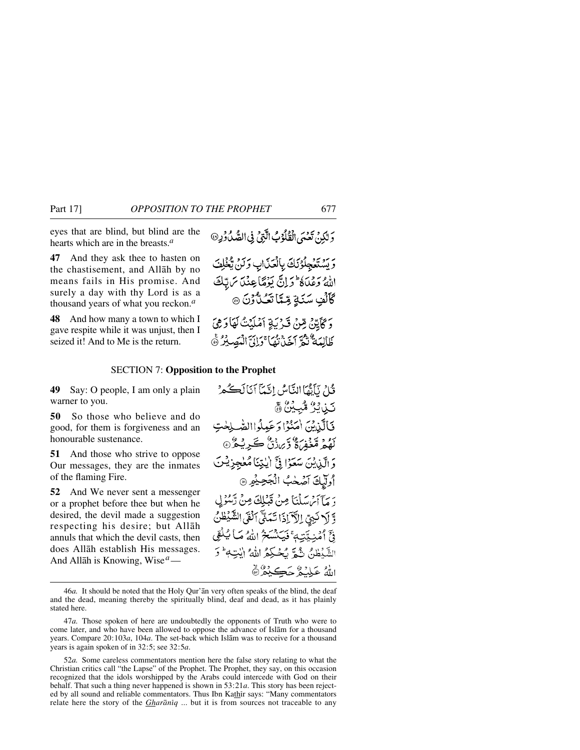eyes that are blind, but blind are the hearts which are in the breasts.[a]

وَلٰكِنْ تَعْمَى الْقُلُوْبُ الَّتِيْ فِي الصُّدُوْرِ ﴿٤٦﴾

**47** And they ask thee to hasten on the chastisement, and Allāh by no means fails in His promise. And surely a day with thy Lord is as a thousand years of what you reckon.[a]

وَيَسْتَعْجِلُوْنَكَ بِالْعَذَابِ وَلَنْ يُّخْلِفَ اللّٰهُ وَعْدَهٗ ۗ وَاِنَّ يَوْمًا عِنْدَ رَبِّكَ كَاَلْفِ سَنَةٍ مِّمَّا تَعُدُّوْنَ ﴿٤٧﴾

**48** And how many a town to which I gave respite while it was unjust, then I seized it! And to Me is the return.

وَكَاَيِّنْ مِّنْ قَرْيَةٍ اَمْلَيْتُ لَهَا وَهِيَ ظَالِمَةٌ ثُمَّ اَخَذْتُهَا ۚ وَاِلَيَّ الْمَصِيْرُ ﴿٤٨﴾

## SECTION 7: Opposition to the Prophet

**49** Say: O people, I am only a plain warner to you.

قُلْ يٰۤاَيُّهَا النَّاسُ اِنَّمَاۤ اَنَا لَكُمْ نَذِيْرٌ مُّبِيْنٌ ﴿٤٩﴾

**50** So those who believe and do good, for them is forgiveness and an honourable sustenance.

فَالَّذِيْنَ اٰمَنُوْا وَعَمِلُوا الصّٰلِحٰتِ لَهُمْ مَّغْفِرَةٌ وَّرِزْقٌ كَرِيْمٌ ﴿٥٠﴾

**51** And those who strive to oppose Our messages, they are the inmates of the flaming Fire.

وَالَّذِيْنَ سَعَوْا فِيْۤ اٰيٰتِنَا مُعٰجِزِيْنَ اُولٰٓئِكَ اَصْحٰبُ الْجَحِيْمِ ﴿٥١﴾

**52** And We never sent a messenger or a prophet before thee but when he desired, the devil made a suggestion respecting his desire; but Allāh annuls that which the devil casts, then does Allāh establish His messages. And Allāh is Knowing, Wise[a]—

وَمَاۤ اَرْسَلْنَا مِنْ قَبْلِكَ مِنْ رَّسُوْلٍ وَّلَا نَبِيٍّ اِلَّاۤ اِذَا تَمَنّٰۤى اَلْقَى الشَّيْطٰنُ فِيْۤ اُمْنِيَّتِهٖ ۚ فَيَنْسَخُ اللّٰهُ مَا يُلْقِي الشَّيْطٰنُ ثُمَّ يُحْكِمُ اللّٰهُ اٰيٰتِهٖ ۗ وَاللّٰهُ عَلِيْمٌ حَكِيْمٌ ﴿٥٢﴾

---

46*a.* It should be noted that the Holy Qur'ān very often speaks of the blind, the deaf and the dead, meaning thereby the spiritually blind, deaf and dead, as it has plainly stated here.

47*a.* Those spoken of here are undoubtedly the opponents of Truth who were to come later, and who have been allowed to oppose the advance of Islām for a thousand years. Compare 20:103*a*, 104*a*. The set-back which Islām was to receive for a thousand years is again spoken of in 32:5; see 32:5*a*.

52*a.* Some careless commentators mention here the false story relating to what the Christian critics call "the Lapse" of the Prophet. The Prophet, they say, on this occasion recognized that the idols worshipped by the Arabs could intercede with God on their behalf. That such a thing never happened is shown in 53:21*a*. This story has been rejected by all sound and reliable commentators. Thus Ibn Kathīr says: "Many commentators relate here the story of the *Gharāniq* ... but it is from sources not traceable to any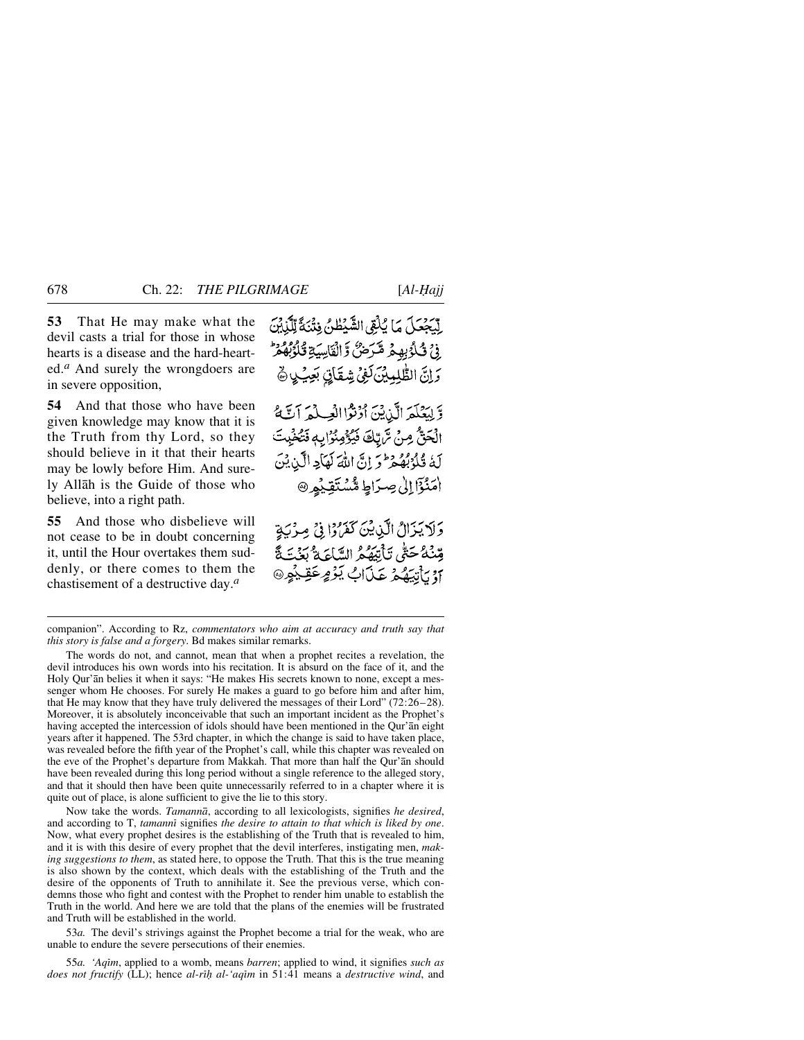**53** That He may make what the devil casts a trial for those in whose hearts is a disease and the hard-hearted.[a] And surely the wrongdoers are in severe opposition,

لِّيَجْعَلَ مَا يُلْقِي الشَّيْطٰنُ فِتْنَةً لِّلَّذِيْنَ فِيْ قُلُوْبِهِمْ مَّرَضٌ وَّالْقَاسِيَةِ قُلُوْبُهُمْ ۗ وَاِنَّ الظّٰلِمِيْنَ لَفِيْ شِقَاقٍ بَعِيْدٍ ﴿۵۳﴾

**54** And that those who have been given knowledge may know that it is the Truth from thy Lord, so they should believe in it that their hearts may be lowly before Him. And surely Allāh is the Guide of those who believe, into a right path.

وَّلِيَعْلَمَ الَّذِيْنَ اُوْتُوا الْعِلْمَ اَنَّهُ الْحَقُّ مِنْ رَّبِّكَ فَيُؤْمِنُوْا بِهٖ فَتُخْبِتَ لَهٗ قُلُوْبُهُمْ ۗ وَاِنَّ اللّٰهَ لَهَادِ الَّذِيْنَ اٰمَنُوْۤا اِلٰى صِرَاطٍ مُّسْتَقِيْمٍ ﴿۵۴﴾

**55** And those who disbelieve will not cease to be in doubt concerning it, until the Hour overtakes them suddenly, or there comes to them the chastisement of a destructive day.[a]

وَلَا يَزَالُ الَّذِيْنَ كَفَرُوْا فِيْ مِرْيَةٍ مِّنْهُ حَتّٰى تَاْتِيَهُمُ السَّاعَةُ بَغْتَةً اَوْ يَاْتِيَهُمْ عَذَابُ يَوْمٍ عَقِيْمٍ ﴿۵۵﴾

---

companion". According to Rz, *commentators who aim at accuracy and truth say that this story is false and a forgery*. Bd makes similar remarks.

The words do not, and cannot, mean that when a prophet recites a revelation, the devil introduces his own words into his recitation. It is absurd on the face of it, and the Holy Qur'ān belies it when it says: "He makes His secrets known to none, except a messenger whom He chooses. For surely He makes a guard to go before him and after him, that He may know that they have truly delivered the messages of their Lord" (72:26–28). Moreover, it is absolutely inconceivable that such an important incident as the Prophet's having accepted the intercession of idols should have been mentioned in the Qur'ān eight years after it happened. The 53rd chapter, in which the change is said to have taken place, was revealed before the fifth year of the Prophet's call, while this chapter was revealed on the eve of the Prophet's departure from Makkah. That more than half the Qur'ān should have been revealed during this long period without a single reference to the alleged story, and that it should then have been quite unnecessarily referred to in a chapter where it is quite out of place, is alone sufficient to give the lie to this story.

Now take the words. *Tamannā*, according to all lexicologists, signifies *he desired*, and according to T, *tamannī* signifies *the desire to attain to that which is liked by one*. Now, what every prophet desires is the establishing of the Truth that is revealed to him, and it is with this desire of every prophet that the devil interferes, instigating men, *making suggestions to them*, as stated here, to oppose the Truth. That this is the true meaning is also shown by the context, which deals with the establishing of the Truth and the desire of the opponents of Truth to annihilate it. See the previous verse, which condemns those who fight and contest with the Prophet to render him unable to establish the Truth in the world. And here we are told that the plans of the enemies will be frustrated and Truth will be established in the world.

53*a.* The devil's strivings against the Prophet become a trial for the weak, who are unable to endure the severe persecutions of their enemies.

55*a.* *'Aqīm*, applied to a womb, means *barren*; applied to wind, it signifies *such as does not fructify* (LL); hence *al-rīḥ al-'aqīm* in 51:41 means a *destructive wind*, and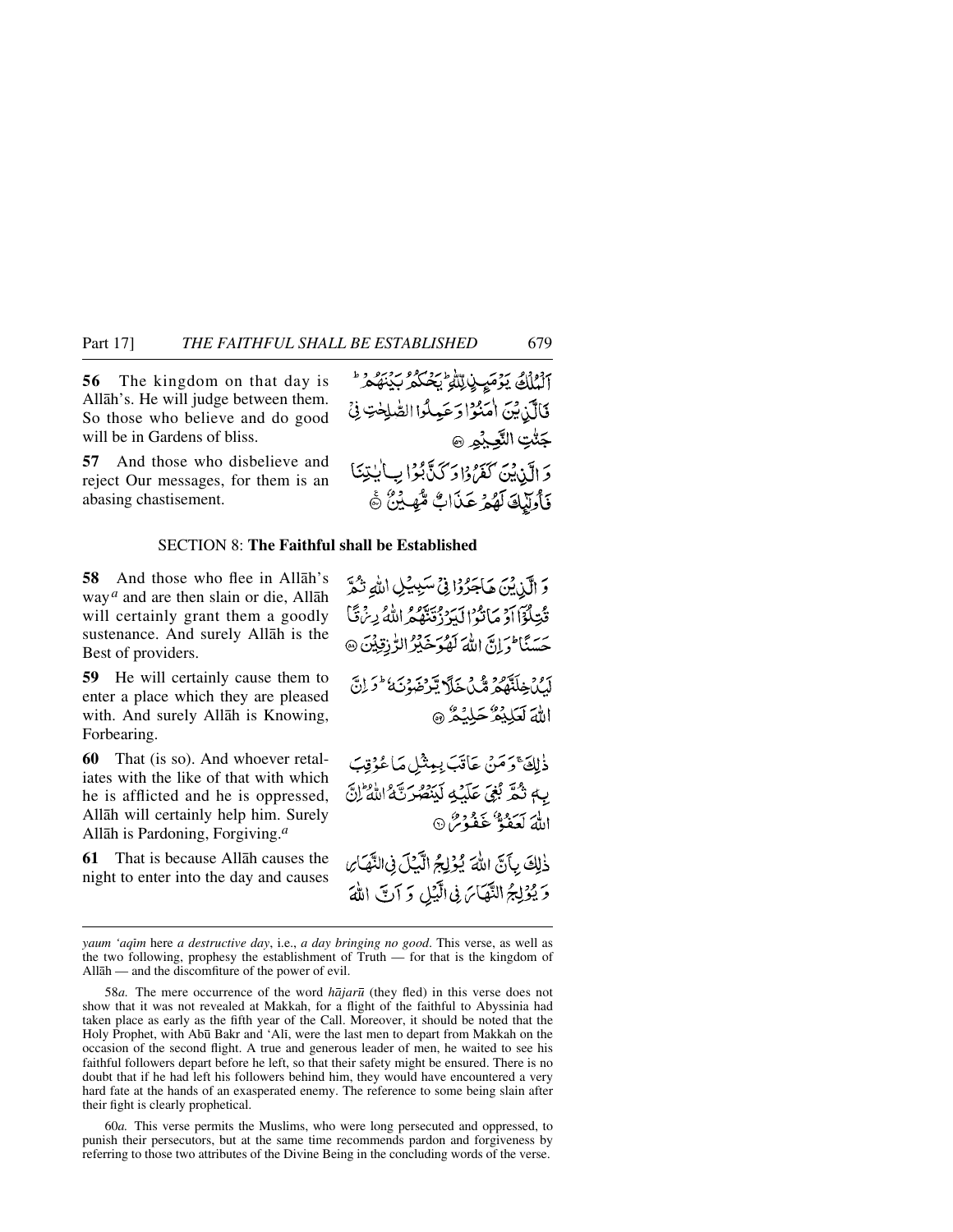**56** The kingdom on that day is Allāh's. He will judge between them. So those who believe and do good will be in Gardens of bliss.

اَلۡمُلۡکُ یَوۡمَئِذٍ لِّلّٰہِ ؕ یَحۡکُمُ بَیۡنَہُمۡ ؕ فَالَّذِیۡنَ اٰمَنُوۡا وَ عَمِلُوا الصّٰلِحٰتِ فِیۡ جَنّٰتِ النَّعِیۡمِ ﴿۵۶﴾

**57** And those who disbelieve and reject Our messages, for them is an abasing chastisement.

وَ الَّذِیۡنَ کَفَرُوۡا وَ کَذَّبُوۡا بِاٰیٰتِنَا فَاُولٰٓئِکَ لَہُمۡ عَذَابٌ مُّہِیۡنٌ ﴿۵۷﴾

## SECTION 8: The Faithful shall be Established

**58** And those who flee in Allāh's way[a] and are then slain or die, Allāh will certainly grant them a goodly sustenance. And surely Allāh is the Best of providers.

وَ الَّذِیۡنَ ہَاجَرُوۡا فِیۡ سَبِیۡلِ اللّٰہِ ثُمَّ قُتِلُوۡۤا اَوۡ مَاتُوۡا لَیَرۡزُقَنَّہُمُ اللّٰہُ رِزۡقًا حَسَنًا ؕ وَ اِنَّ اللّٰہَ لَہُوَ خَیۡرُ الرّٰزِقِیۡنَ ﴿۵۸﴾

**59** He will certainly cause them to enter a place which they are pleased with. And surely Allāh is Knowing, Forbearing.

لَیُدۡخِلَنَّہُمۡ مُّدۡخَلًا یَّرۡضَوۡنَہٗ ؕ وَ اِنَّ اللّٰہَ لَعَلِیۡمٌ حَلِیۡمٌ ﴿۵۹﴾

**60** That (is so). And whoever retaliates with the like of that with which he is afflicted and he is oppressed, Allāh will certainly help him. Surely Allāh is Pardoning, Forgiving.[a]

ذٰلِکَ ۚ وَ مَنۡ عَاقَبَ بِمِثۡلِ مَا عُوۡقِبَ بِہٖ ثُمَّ بُغِیَ عَلَیۡہِ لَیَنۡصُرَنَّہُ اللّٰہُ ؕ اِنَّ اللّٰہَ لَعَفُوٌّ غَفُوۡرٌ ﴿۶۰﴾

**61** That is because Allāh causes the night to enter into the day and causes

ذٰلِکَ بِاَنَّ اللّٰہَ یُوۡلِجُ الَّیۡلَ فِی النَّہَارِ وَ یُوۡلِجُ النَّہَارَ فِی الَّیۡلِ وَ اَنَّ اللّٰہَ

---

*yaum 'aqīm* here *a destructive day*, i.e., *a day bringing no good*. This verse, as well as the two following, prophesy the establishment of Truth — for that is the kingdom of Allāh — and the discomfiture of the power of evil.

58*a.* The mere occurrence of the word *hājarū* (they fled) in this verse does not show that it was not revealed at Makkah, for a flight of the faithful to Abyssinia had taken place as early as the fifth year of the Call. Moreover, it should be noted that the Holy Prophet, with Abū Bakr and 'Alī, were the last men to depart from Makkah on the occasion of the second flight. A true and generous leader of men, he waited to see his faithful followers depart before he left, so that their safety might be ensured. There is no doubt that if he had left his followers behind him, they would have encountered a very hard fate at the hands of an exasperated enemy. The reference to some being slain after their fight is clearly prophetical.

60*a.* This verse permits the Muslims, who were long persecuted and oppressed, to punish their persecutors, but at the same time recommends pardon and forgiveness by referring to those two attributes of the Divine Being in the concluding words of the verse.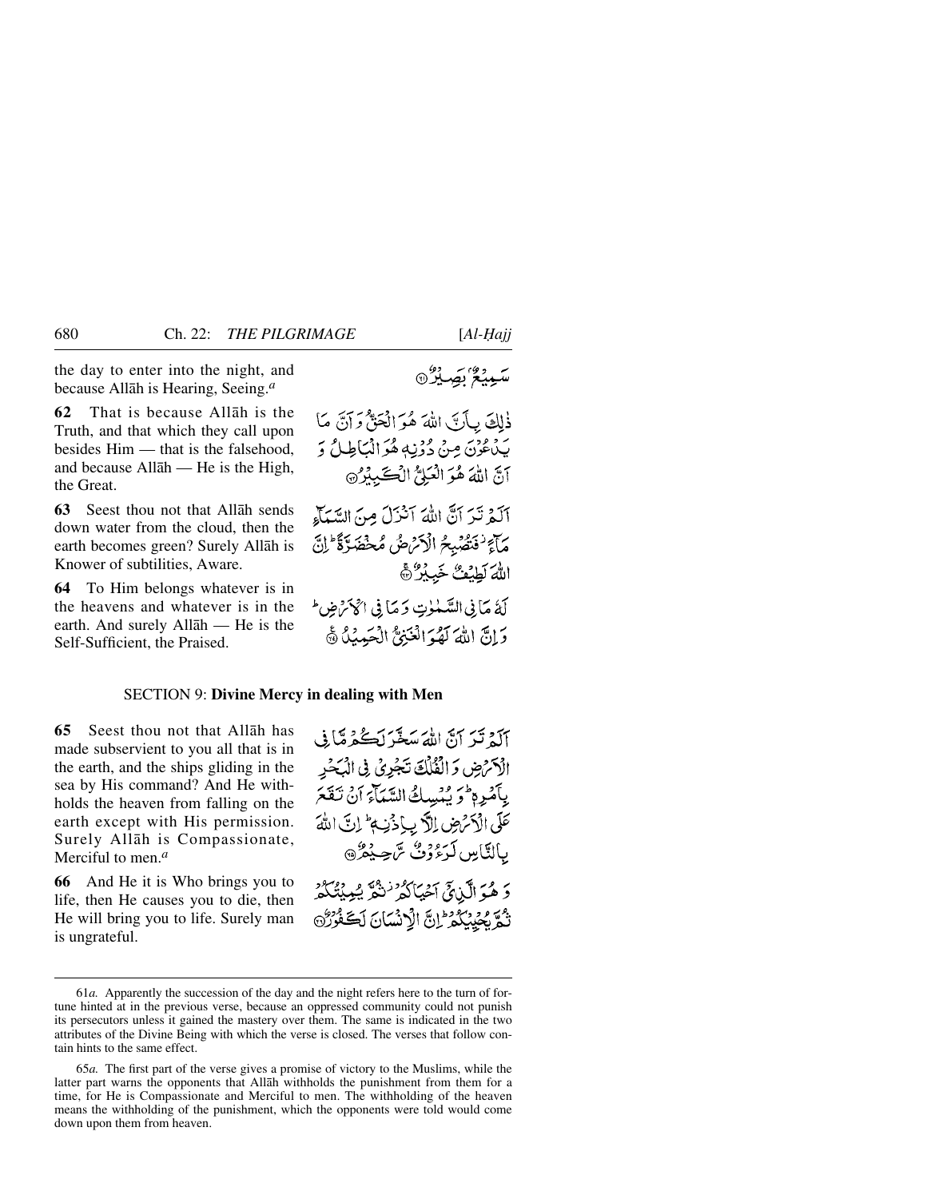the day to enter into the night, and because Allāh is Hearing, Seeing.[a]

سَمِيعٌ بَصِيرٌ ۝

**62** That is because Allāh is the Truth, and that which they call upon besides Him — that is the falsehood, and because Allāh — He is the High, the Great.

ذٰلِكَ بِأَنَّ اللّٰهَ هُوَ الْحَقُّ وَأَنَّ مَا يَدْعُونَ مِنْ دُونِهِ هُوَ الْبَاطِلُ وَأَنَّ اللّٰهَ هُوَ الْعَلِيُّ الْكَبِيرُ ۝

**63** Seest thou not that Allāh sends down water from the cloud, then the earth becomes green? Surely Allāh is Knower of subtilities, Aware.

أَلَمْ تَرَ أَنَّ اللّٰهَ أَنْزَلَ مِنَ السَّمَاءِ مَاءً فَتُصْبِحُ الْأَرْضُ مُخْضَرَّةً ۗ إِنَّ اللّٰهَ لَطِيفٌ خَبِيرٌ ۝

**64** To Him belongs whatever is in the heavens and whatever is in the earth. And surely Allāh — He is the Self-Sufficient, the Praised.

لَهُ مَا فِي السَّمٰوٰتِ وَمَا فِي الْأَرْضِ ۗ وَإِنَّ اللّٰهَ لَهُوَ الْغَنِيُّ الْحَمِيدُ ۝

## SECTION 9: Divine Mercy in dealing with Men

**65** Seest thou not that Allāh has made subservient to you all that is in the earth, and the ships gliding in the sea by His command? And He withholds the heaven from falling on the earth except with His permission. Surely Allāh is Compassionate, Merciful to men.[a]

أَلَمْ تَرَ أَنَّ اللّٰهَ سَخَّرَ لَكُمْ مَا فِي الْأَرْضِ وَالْفُلْكَ تَجْرِي فِي الْبَحْرِ بِأَمْرِهِ ۗ وَيُمْسِكُ السَّمَاءَ أَنْ تَقَعَ عَلَى الْأَرْضِ إِلَّا بِإِذْنِهِ ۗ إِنَّ اللّٰهَ بِالنَّاسِ لَرَءُوفٌ رَحِيمٌ ۝

**66** And He it is Who brings you to life, then He causes you to die, then He will bring you to life. Surely man is ungrateful.

وَهُوَ الَّذِي أَحْيَاكُمْ ثُمَّ يُمِيتُكُمْ ثُمَّ يُحْيِيكُمْ ۗ إِنَّ الْإِنْسَانَ لَكَفُورٌ ۝

---

61*a.* Apparently the succession of the day and the night refers here to the turn of fortune hinted at in the previous verse, because an oppressed community could not punish its persecutors unless it gained the mastery over them. The same is indicated in the two attributes of the Divine Being with which the verse is closed. The verses that follow contain hints to the same effect.

65*a.* The first part of the verse gives a promise of victory to the Muslims, while the latter part warns the opponents that Allāh withholds the punishment from them for a time, for He is Compassionate and Merciful to men. The withholding of the heaven means the withholding of the punishment, which the opponents were told would come down upon them from heaven.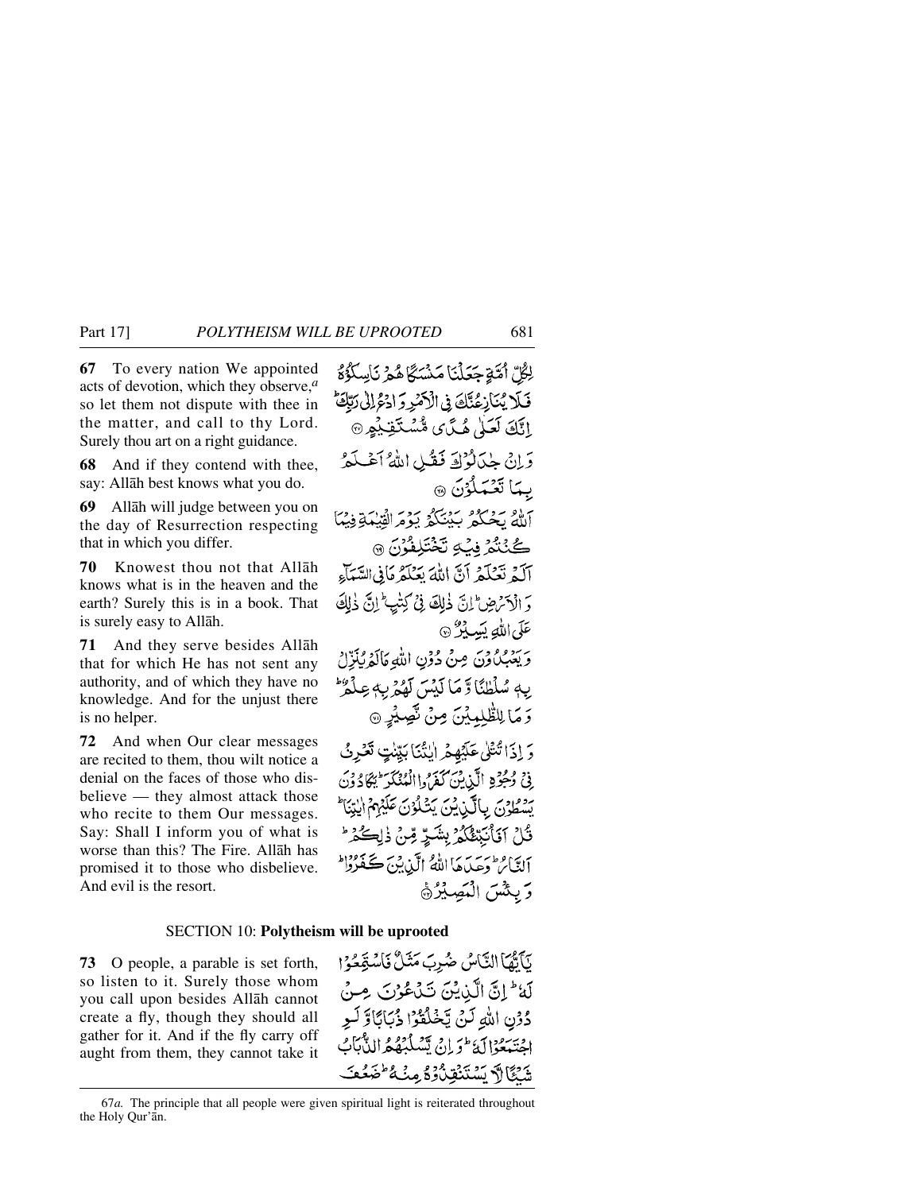**67** To every nation We appointed acts of devotion, which they observe,[a] so let them not dispute with thee in the matter, and call to thy Lord. Surely thou art on a right guidance.

لِكُلِّ أُمَّةٍ جَعَلْنَا مَنْسَكًا هُمْ نَاسِكُوهُ فَلَا يُنَازِعُنَّكَ فِي الْأَمْرِ وَادْعُ إِلَىٰ رَبِّكَ ۖ إِنَّكَ لَعَلَىٰ هُدًى مُّسْتَقِيمٍ ﴿٦٧﴾

**68** And if they contend with thee, say: Allāh best knows what you do.

وَإِن جَادَلُوكَ فَقُلِ اللَّهُ أَعْلَمُ بِمَا تَعْمَلُونَ ﴿٦٨﴾

**69** Allāh will judge between you on the day of Resurrection respecting that in which you differ.

اللَّهُ يَحْكُمُ بَيْنَكُمْ يَوْمَ الْقِيَامَةِ فِيمَا كُنتُمْ فِيهِ تَخْتَلِفُونَ ﴿٦٩﴾

**70** Knowest thou not that Allāh knows what is in the heaven and the earth? Surely this is in a book. That is surely easy to Allāh.

أَلَمْ تَعْلَمْ أَنَّ اللَّهَ يَعْلَمُ مَا فِي السَّمَاءِ وَالْأَرْضِ ۗ إِنَّ ذَٰلِكَ فِي كِتَابٍ ۚ إِنَّ ذَٰلِكَ عَلَى اللَّهِ يَسِيرٌ ﴿٧٠﴾

**71** And they serve besides Allāh that for which He has not sent any authority, and of which they have no knowledge. And for the unjust there is no helper.

وَيَعْبُدُونَ مِن دُونِ اللَّهِ مَا لَمْ يُنَزِّلْ بِهِ سُلْطَانًا وَمَا لَيْسَ لَهُم بِهِ عِلْمٌ ۗ وَمَا لِلظَّالِمِينَ مِن نَّصِيرٍ ﴿٧١﴾

**72** And when Our clear messages are recited to them, thou wilt notice a denial on the faces of those who disbelieve — they almost attack those who recite to them Our messages. Say: Shall I inform you of what is worse than this? The Fire. Allāh has promised it to those who disbelieve. And evil is the resort.

وَإِذَا تُتْلَىٰ عَلَيْهِمْ آيَاتُنَا بَيِّنَاتٍ تَعْرِفُ فِي وُجُوهِ الَّذِينَ كَفَرُوا الْمُنكَرَ ۖ يَكَادُونَ يَسْطُونَ بِالَّذِينَ يَتْلُونَ عَلَيْهِمْ آيَاتِنَا ۗ قُلْ أَفَأُنَبِّئُكُم بِشَرٍّ مِّن ذَٰلِكُمُ ۗ النَّارُ وَعَدَهَا اللَّهُ الَّذِينَ كَفَرُوا ۖ وَبِئْسَ الْمَصِيرُ ﴿٧٢﴾

## SECTION 10: Polytheism will be uprooted

**73** O people, a parable is set forth, so listen to it. Surely those whom you call upon besides Allāh cannot create a fly, though they should all gather for it. And if the fly carry off aught from them, they cannot take it

يَا أَيُّهَا النَّاسُ ضُرِبَ مَثَلٌ فَاسْتَمِعُوا لَهُ ۚ إِنَّ الَّذِينَ تَدْعُونَ مِن دُونِ اللَّهِ لَن يَخْلُقُوا ذُبَابًا وَلَوِ اجْتَمَعُوا لَهُ ۖ وَإِن يَسْلُبْهُمُ الذُّبَابُ شَيْئًا لَّا يَسْتَنقِذُوهُ مِنْهُ ۚ ضَعُفَ

---

67*a*. The principle that all people were given spiritual light is reiterated throughout the Holy Qur'ān.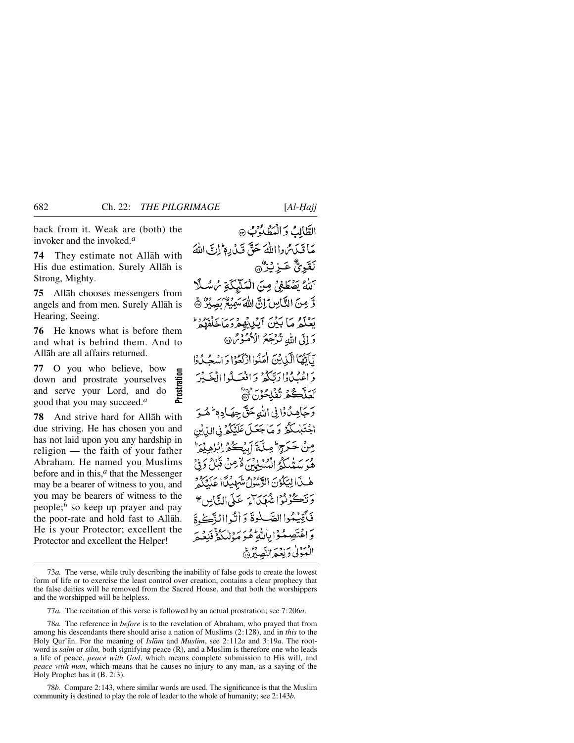back from it. Weak are (both) the invoker and the invoked.[a]

الطَّالِبُ وَالْمَطْلُوبُ ﴿٧٣﴾

**74** They estimate not Allāh with His due estimation. Surely Allāh is Strong, Mighty.

مَا قَدَرُوا اللّٰهَ حَقَّ قَدْرِهٖ ۗ اِنَّ اللّٰهَ لَقَوِيٌّ عَزِيزٌ ﴿٧٤﴾

**75** Allāh chooses messengers from angels and from men. Surely Allāh is Hearing, Seeing.

اَللّٰهُ يَصْطَفِي مِنَ الْمَلٰٓئِكَةِ رُسُلًا وَّمِنَ النَّاسِ ۗ اِنَّ اللّٰهَ سَمِيعٌۢ بَصِيرٌ ﴿٧٥﴾

**76** He knows what is before them and what is behind them. And to Allāh are all affairs returned.

يَعْلَمُ مَا بَيْنَ اَيْدِيهِمْ وَمَا خَلْفَهُمْ ۗ وَاِلَى اللّٰهِ تُرْجَعُ الْاُمُورُ ﴿٧٦﴾

**77** O you who believe, bow down and prostrate yourselves and serve your Lord, and do good that you may succeed.[a]

**Prostration**

يٰٓاَيُّهَا الَّذِينَ اٰمَنُوا ارْكَعُوا وَاسْجُدُوا وَاعْبُدُوا رَبَّكُمْ وَافْعَلُوا الْخَيْرَ لَعَلَّكُمْ تُفْلِحُونَ ﴿٧٧﴾

**78** And strive hard for Allāh with due striving. He has chosen you and has not laid upon you any hardship in religion — the faith of your father Abraham. He named you Muslims before and in this,[a] that the Messenger may be a bearer of witness to you, and you may be bearers of witness to the people;[b] so keep up prayer and pay the poor-rate and hold fast to Allāh. He is your Protector; excellent the Protector and excellent the Helper!

وَجَاهِدُوا فِي اللّٰهِ حَقَّ جِهَادِهٖ ۗ هُوَ اجْتَبٰىكُمْ وَمَا جَعَلَ عَلَيْكُمْ فِي الدِّينِ مِنْ حَرَجٍ ۗ مِلَّةَ اَبِيكُمْ اِبْرٰهِيمَ ۗ هُوَ سَمّٰىكُمُ الْمُسْلِمِينَ ۙ مِنْ قَبْلُ وَفِي هٰذَا لِيَكُونَ الرَّسُولُ شَهِيدًا عَلَيْكُمْ وَتَكُونُوا شُهَدَآءَ عَلَى النَّاسِ ۚ فَاَقِيمُوا الصَّلٰوةَ وَاٰتُوا الزَّكٰوةَ وَاعْتَصِمُوا بِاللّٰهِ ۗ هُوَ مَوْلٰىكُمْ ۚ فَنِعْمَ الْمَوْلٰى وَنِعْمَ النَّصِيرُ ﴿٧٨﴾

---

73*a.* The verse, while truly describing the inability of false gods to create the lowest form of life or to exercise the least control over creation, contains a clear prophecy that the false deities will be removed from the Sacred House, and that both the worshippers and the worshipped will be helpless.

77*a.* The recitation of this verse is followed by an actual prostration; see 7:206*a*.

78*a.* The reference in *before* is to the revelation of Abraham, who prayed that from among his descendants there should arise a nation of Muslims (2:128), and in *this* to the Holy Qur'ān. For the meaning of *Islām* and *Muslim*, see 2:112*a* and 3:19*a*. The root-word is *salm* or *silm,* both signifying peace (R), and a Muslim is therefore one who leads a life of peace, *peace with God*, which means complete submission to His will, and *peace with man*, which means that he causes no injury to any man, as a saying of the Holy Prophet has it (B. 2:3).

78*b.* Compare 2:143, where similar words are used. The significance is that the Muslim community is destined to play the role of leader to the whole of humanity; see 2:143*b*.